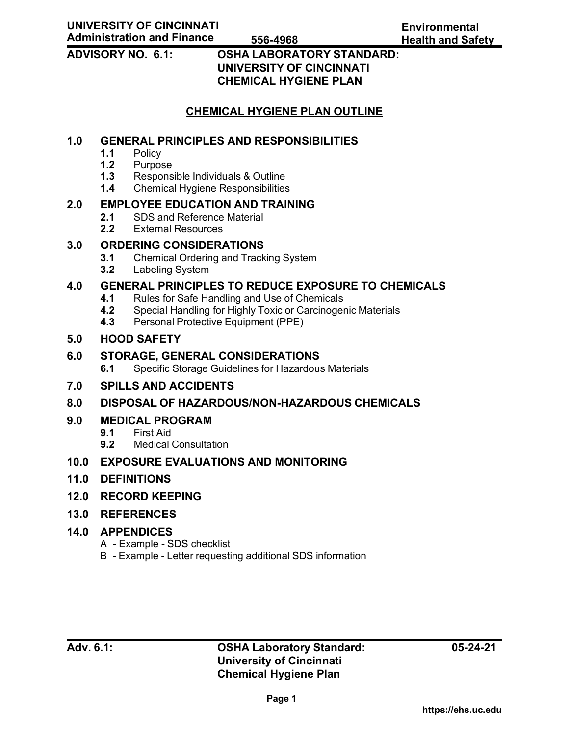UNIVERSITY OF CINCINNATI
Administration and Finance 556-4968

Environmental Health and Safety

**ADVISORY NO. 6.1: OSHA LABORATORY STANDARD: UNIVERSITY OF CINCINNATI CHEMICAL HYGIENE PLAN**

## CHEMICAL HYGIENE PLAN OUTLINE

**1.0 GENERAL PRINCIPLES AND RESPONSIBILITIES**
- **1.1** Policy
- **1.2** Purpose
- **1.3** Responsible Individuals & Outline
- **1.4** Chemical Hygiene Responsibilities

**2.0 EMPLOYEE EDUCATION AND TRAINING**
- **2.1** SDS and Reference Material
- **2.2** External Resources

**3.0 ORDERING CONSIDERATIONS**
- **3.1** Chemical Ordering and Tracking System
- **3.2** Labeling System

**4.0 GENERAL PRINCIPLES TO REDUCE EXPOSURE TO CHEMICALS**
- **4.1** Rules for Safe Handling and Use of Chemicals
- **4.2** Special Handling for Highly Toxic or Carcinogenic Materials
- **4.3** Personal Protective Equipment (PPE)

**5.0 HOOD SAFETY**

**6.0 STORAGE, GENERAL CONSIDERATIONS**
- **6.1** Specific Storage Guidelines for Hazardous Materials

**7.0 SPILLS AND ACCIDENTS**

**8.0 DISPOSAL OF HAZARDOUS/NON-HAZARDOUS CHEMICALS**

**9.0 MEDICAL PROGRAM**
- **9.1** First Aid
- **9.2** Medical Consultation

**10.0 EXPOSURE EVALUATIONS AND MONITORING**

**11.0 DEFINITIONS**

**12.0 RECORD KEEPING**

**13.0 REFERENCES**

**14.0 APPENDICES**
- A - Example - SDS checklist
- B - Example - Letter requesting additional SDS information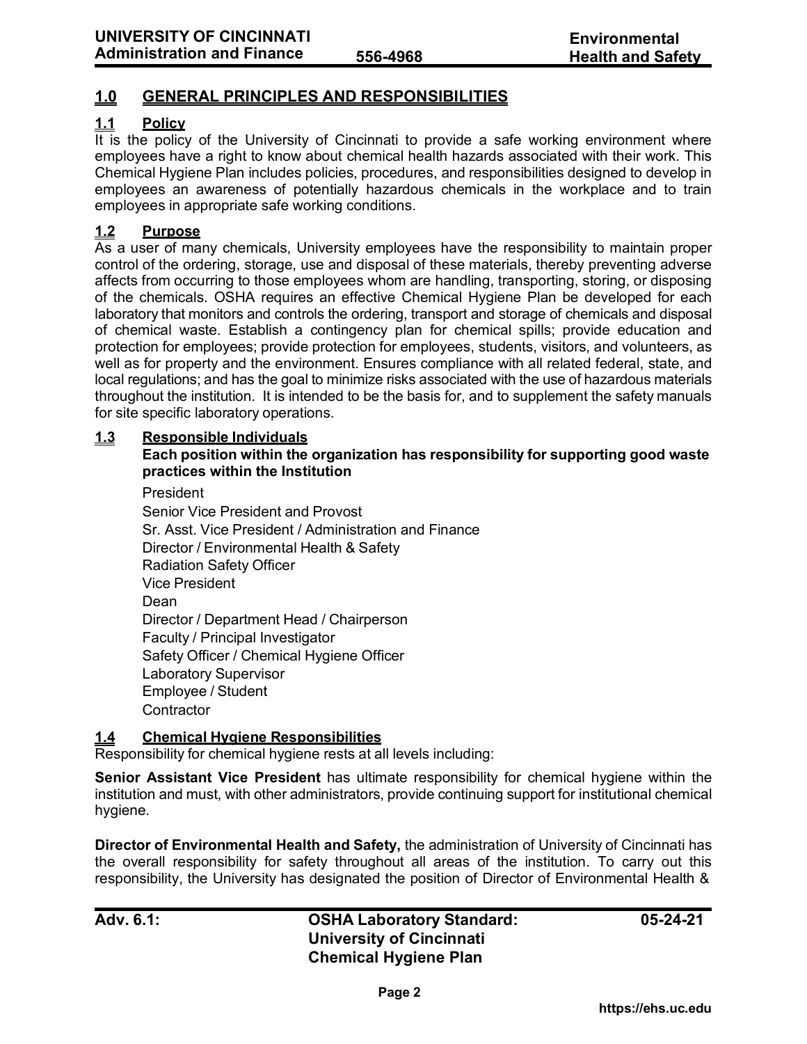## 1.0 GENERAL PRINCIPLES AND RESPONSIBILITIES

### 1.1 Policy

It is the policy of the University of Cincinnati to provide a safe working environment where employees have a right to know about chemical health hazards associated with their work. This Chemical Hygiene Plan includes policies, procedures, and responsibilities designed to develop in employees an awareness of potentially hazardous chemicals in the workplace and to train employees in appropriate safe working conditions.

### 1.2 Purpose

As a user of many chemicals, University employees have the responsibility to maintain proper control of the ordering, storage, use and disposal of these materials, thereby preventing adverse affects from occurring to those employees whom are handling, transporting, storing, or disposing of the chemicals. OSHA requires an effective Chemical Hygiene Plan be developed for each laboratory that monitors and controls the ordering, transport and storage of chemicals and disposal of chemical waste. Establish a contingency plan for chemical spills; provide education and protection for employees; provide protection for employees, students, visitors, and volunteers, as well as for property and the environment. Ensures compliance with all related federal, state, and local regulations; and has the goal to minimize risks associated with the use of hazardous materials throughout the institution. It is intended to be the basis for, and to supplement the safety manuals for site specific laboratory operations.

### 1.3 Responsible Individuals

**Each position within the organization has responsibility for supporting good waste practices within the Institution**

President
Senior Vice President and Provost
Sr. Asst. Vice President / Administration and Finance
Director / Environmental Health & Safety
Radiation Safety Officer
Vice President
Dean
Director / Department Head / Chairperson
Faculty / Principal Investigator
Safety Officer / Chemical Hygiene Officer
Laboratory Supervisor
Employee / Student
Contractor

### 1.4 Chemical Hygiene Responsibilities

Responsibility for chemical hygiene rests at all levels including:

**Senior Assistant Vice President** has ultimate responsibility for chemical hygiene within the institution and must, with other administrators, provide continuing support for institutional chemical hygiene.

**Director of Environmental Health and Safety,** the administration of University of Cincinnati has the overall responsibility for safety throughout all areas of the institution. To carry out this responsibility, the University has designated the position of Director of Environmental Health &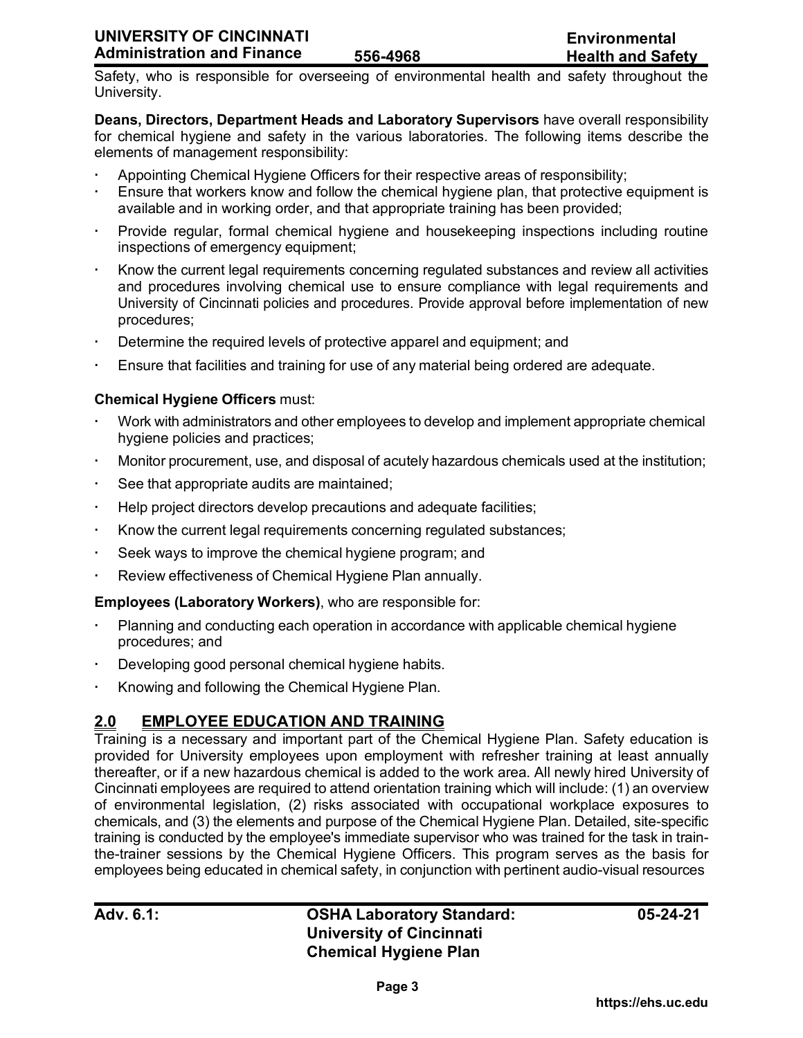Safety, who is responsible for overseeing of environmental health and safety throughout the University.

**Deans, Directors, Department Heads and Laboratory Supervisors** have overall responsibility for chemical hygiene and safety in the various laboratories. The following items describe the elements of management responsibility:

- Appointing Chemical Hygiene Officers for their respective areas of responsibility;
- Ensure that workers know and follow the chemical hygiene plan, that protective equipment is available and in working order, and that appropriate training has been provided;
- Provide regular, formal chemical hygiene and housekeeping inspections including routine inspections of emergency equipment;
- Know the current legal requirements concerning regulated substances and review all activities and procedures involving chemical use to ensure compliance with legal requirements and University of Cincinnati policies and procedures. Provide approval before implementation of new procedures;
- Determine the required levels of protective apparel and equipment; and
- Ensure that facilities and training for use of any material being ordered are adequate.

**Chemical Hygiene Officers** must:

- Work with administrators and other employees to develop and implement appropriate chemical hygiene policies and practices;
- Monitor procurement, use, and disposal of acutely hazardous chemicals used at the institution;
- See that appropriate audits are maintained;
- Help project directors develop precautions and adequate facilities;
- Know the current legal requirements concerning regulated substances;
- Seek ways to improve the chemical hygiene program; and
- Review effectiveness of Chemical Hygiene Plan annually.

**Employees (Laboratory Workers)**, who are responsible for:

- Planning and conducting each operation in accordance with applicable chemical hygiene procedures; and
- Developing good personal chemical hygiene habits.
- Knowing and following the Chemical Hygiene Plan.

## 2.0 EMPLOYEE EDUCATION AND TRAINING

Training is a necessary and important part of the Chemical Hygiene Plan. Safety education is provided for University employees upon employment with refresher training at least annually thereafter, or if a new hazardous chemical is added to the work area. All newly hired University of Cincinnati employees are required to attend orientation training which will include: (1) an overview of environmental legislation, (2) risks associated with occupational workplace exposures to chemicals, and (3) the elements and purpose of the Chemical Hygiene Plan. Detailed, site-specific training is conducted by the employee's immediate supervisor who was trained for the task in train-the-trainer sessions by the Chemical Hygiene Officers. This program serves as the basis for employees being educated in chemical safety, in conjunction with pertinent audio-visual resources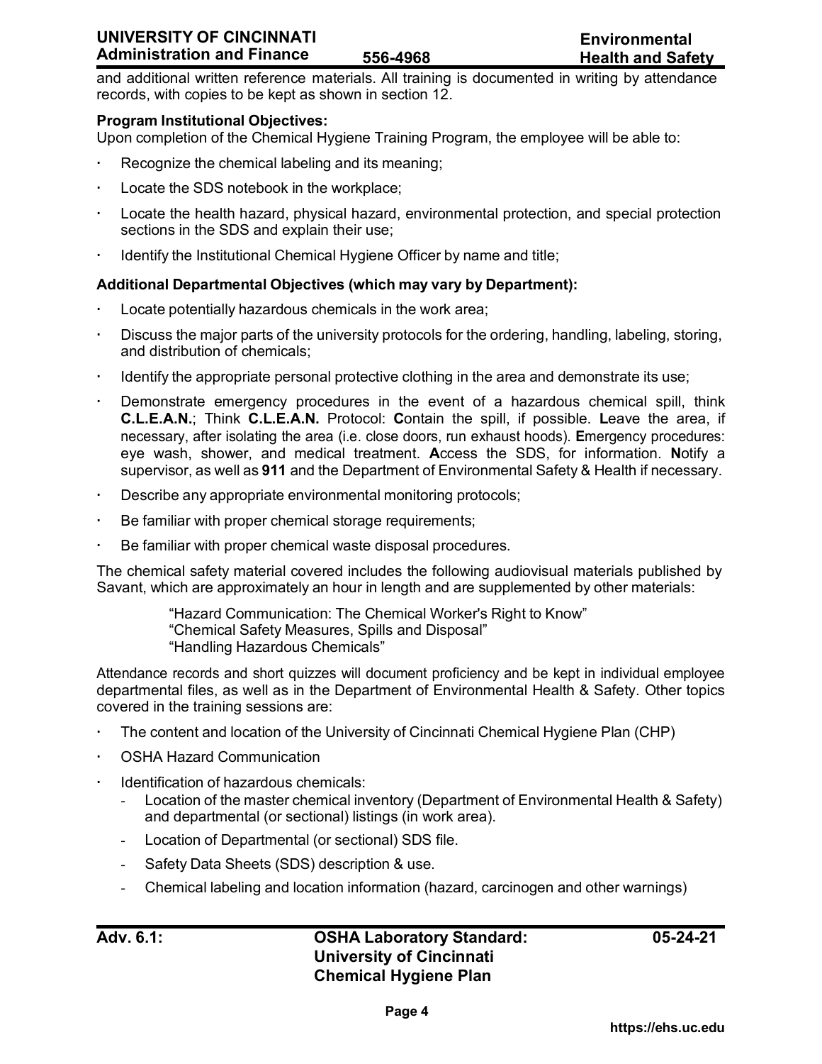and additional written reference materials. All training is documented in writing by attendance records, with copies to be kept as shown in section 12.

**Program Institutional Objectives:**
Upon completion of the Chemical Hygiene Training Program, the employee will be able to:

- Recognize the chemical labeling and its meaning;
- Locate the SDS notebook in the workplace;
- Locate the health hazard, physical hazard, environmental protection, and special protection sections in the SDS and explain their use;
- Identify the Institutional Chemical Hygiene Officer by name and title;

**Additional Departmental Objectives (which may vary by Department):**

- Locate potentially hazardous chemicals in the work area;
- Discuss the major parts of the university protocols for the ordering, handling, labeling, storing, and distribution of chemicals;
- Identify the appropriate personal protective clothing in the area and demonstrate its use;
- Demonstrate emergency procedures in the event of a hazardous chemical spill, think **C.L.E.A.N.**; Think **C.L.E.A.N.** Protocol: **C**ontain the spill, if possible. **L**eave the area, if necessary, after isolating the area (i.e. close doors, run exhaust hoods). **E**mergency procedures: eye wash, shower, and medical treatment. **A**ccess the SDS, for information. **N**otify a supervisor, as well as **911** and the Department of Environmental Safety & Health if necessary.
- Describe any appropriate environmental monitoring protocols;
- Be familiar with proper chemical storage requirements;
- Be familiar with proper chemical waste disposal procedures.

The chemical safety material covered includes the following audiovisual materials published by Savant, which are approximately an hour in length and are supplemented by other materials:

> "Hazard Communication: The Chemical Worker's Right to Know"
> "Chemical Safety Measures, Spills and Disposal"
> "Handling Hazardous Chemicals"

Attendance records and short quizzes will document proficiency and be kept in individual employee departmental files, as well as in the Department of Environmental Health & Safety. Other topics covered in the training sessions are:

- The content and location of the University of Cincinnati Chemical Hygiene Plan (CHP)
- OSHA Hazard Communication
- Identification of hazardous chemicals:
  - Location of the master chemical inventory (Department of Environmental Health & Safety) and departmental (or sectional) listings (in work area).
  - Location of Departmental (or sectional) SDS file.
  - Safety Data Sheets (SDS) description & use.
  - Chemical labeling and location information (hazard, carcinogen and other warnings)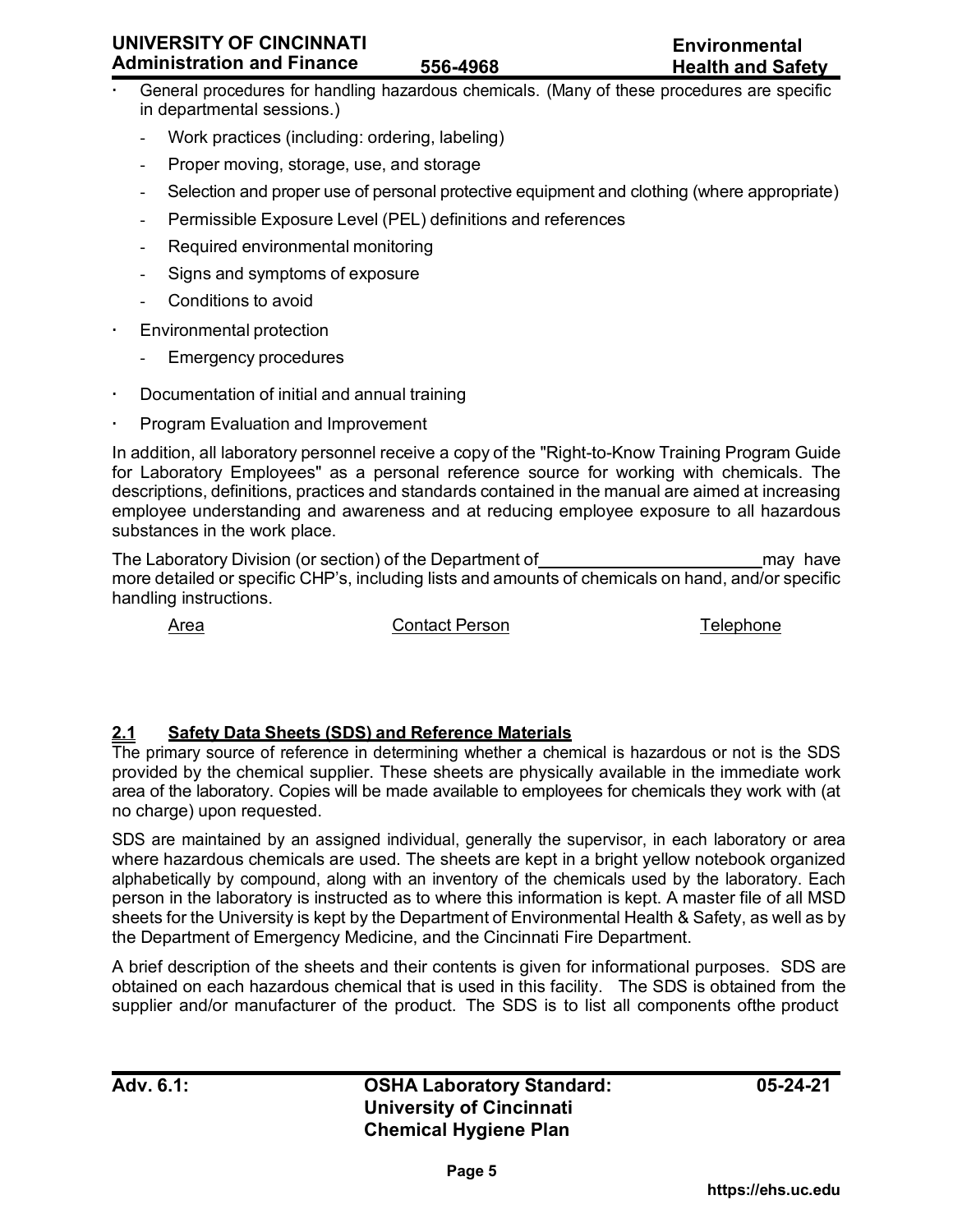- General procedures for handling hazardous chemicals. (Many of these procedures are specific in departmental sessions.)
  - Work practices (including: ordering, labeling)
  - Proper moving, storage, use, and storage
  - Selection and proper use of personal protective equipment and clothing (where appropriate)
  - Permissible Exposure Level (PEL) definitions and references
  - Required environmental monitoring
  - Signs and symptoms of exposure
  - Conditions to avoid
- Environmental protection
  - Emergency procedures
- Documentation of initial and annual training
- Program Evaluation and Improvement

In addition, all laboratory personnel receive a copy of the "Right-to-Know Training Program Guide for Laboratory Employees" as a personal reference source for working with chemicals. The descriptions, definitions, practices and standards contained in the manual are aimed at increasing employee understanding and awareness and at reducing employee exposure to all hazardous substances in the work place.

The Laboratory Division (or section) of the Department of ________________________ may have more detailed or specific CHP's, including lists and amounts of chemicals on hand, and/or specific handling instructions.

| Area | Contact Person | Telephone |
| --- | --- | --- |
| | | |

## 2.1 Safety Data Sheets (SDS) and Reference Materials

The primary source of reference in determining whether a chemical is hazardous or not is the SDS provided by the chemical supplier. These sheets are physically available in the immediate work area of the laboratory. Copies will be made available to employees for chemicals they work with (at no charge) upon requested.

SDS are maintained by an assigned individual, generally the supervisor, in each laboratory or area where hazardous chemicals are used. The sheets are kept in a bright yellow notebook organized alphabetically by compound, along with an inventory of the chemicals used by the laboratory. Each person in the laboratory is instructed as to where this information is kept. A master file of all MSD sheets for the University is kept by the Department of Environmental Health & Safety, as well as by the Department of Emergency Medicine, and the Cincinnati Fire Department.

A brief description of the sheets and their contents is given for informational purposes. SDS are obtained on each hazardous chemical that is used in this facility. The SDS is obtained from the supplier and/or manufacturer of the product. The SDS is to list all components ofthe product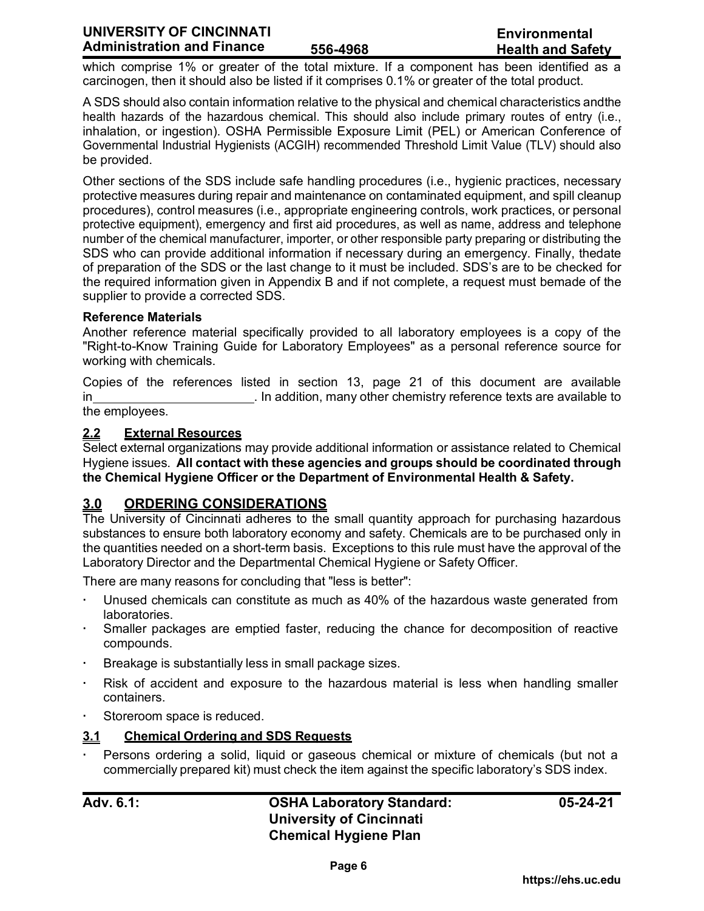which comprise 1% or greater of the total mixture. If a component has been identified as a carcinogen, then it should also be listed if it comprises 0.1% or greater of the total product.

A SDS should also contain information relative to the physical and chemical characteristics andthe health hazards of the hazardous chemical. This should also include primary routes of entry (i.e., inhalation, or ingestion). OSHA Permissible Exposure Limit (PEL) or American Conference of Governmental Industrial Hygienists (ACGIH) recommended Threshold Limit Value (TLV) should also be provided.

Other sections of the SDS include safe handling procedures (i.e., hygienic practices, necessary protective measures during repair and maintenance on contaminated equipment, and spill cleanup procedures), control measures (i.e., appropriate engineering controls, work practices, or personal protective equipment), emergency and first aid procedures, as well as name, address and telephone number of the chemical manufacturer, importer, or other responsible party preparing or distributing the SDS who can provide additional information if necessary during an emergency. Finally, thedate of preparation of the SDS or the last change to it must be included. SDS's are to be checked for the required information given in Appendix B and if not complete, a request must bemade of the supplier to provide a corrected SDS.

**Reference Materials**

Another reference material specifically provided to all laboratory employees is a copy of the "Right-to-Know Training Guide for Laboratory Employees" as a personal reference source for working with chemicals.

Copies of the references listed in section 13, page 21 of this document are available in______________________. In addition, many other chemistry reference texts are available to the employees.

## 2.2 External Resources

Select external organizations may provide additional information or assistance related to Chemical Hygiene issues. **All contact with these agencies and groups should be coordinated through the Chemical Hygiene Officer or the Department of Environmental Health & Safety.**

# 3.0 ORDERING CONSIDERATIONS

The University of Cincinnati adheres to the small quantity approach for purchasing hazardous substances to ensure both laboratory economy and safety. Chemicals are to be purchased only in the quantities needed on a short-term basis. Exceptions to this rule must have the approval of the Laboratory Director and the Departmental Chemical Hygiene or Safety Officer.

There are many reasons for concluding that "less is better":

- Unused chemicals can constitute as much as 40% of the hazardous waste generated from laboratories.
- Smaller packages are emptied faster, reducing the chance for decomposition of reactive compounds.
- Breakage is substantially less in small package sizes.
- Risk of accident and exposure to the hazardous material is less when handling smaller containers.
- Storeroom space is reduced.

## 3.1 Chemical Ordering and SDS Requests

- Persons ordering a solid, liquid or gaseous chemical or mixture of chemicals (but not a commercially prepared kit) must check the item against the specific laboratory's SDS index.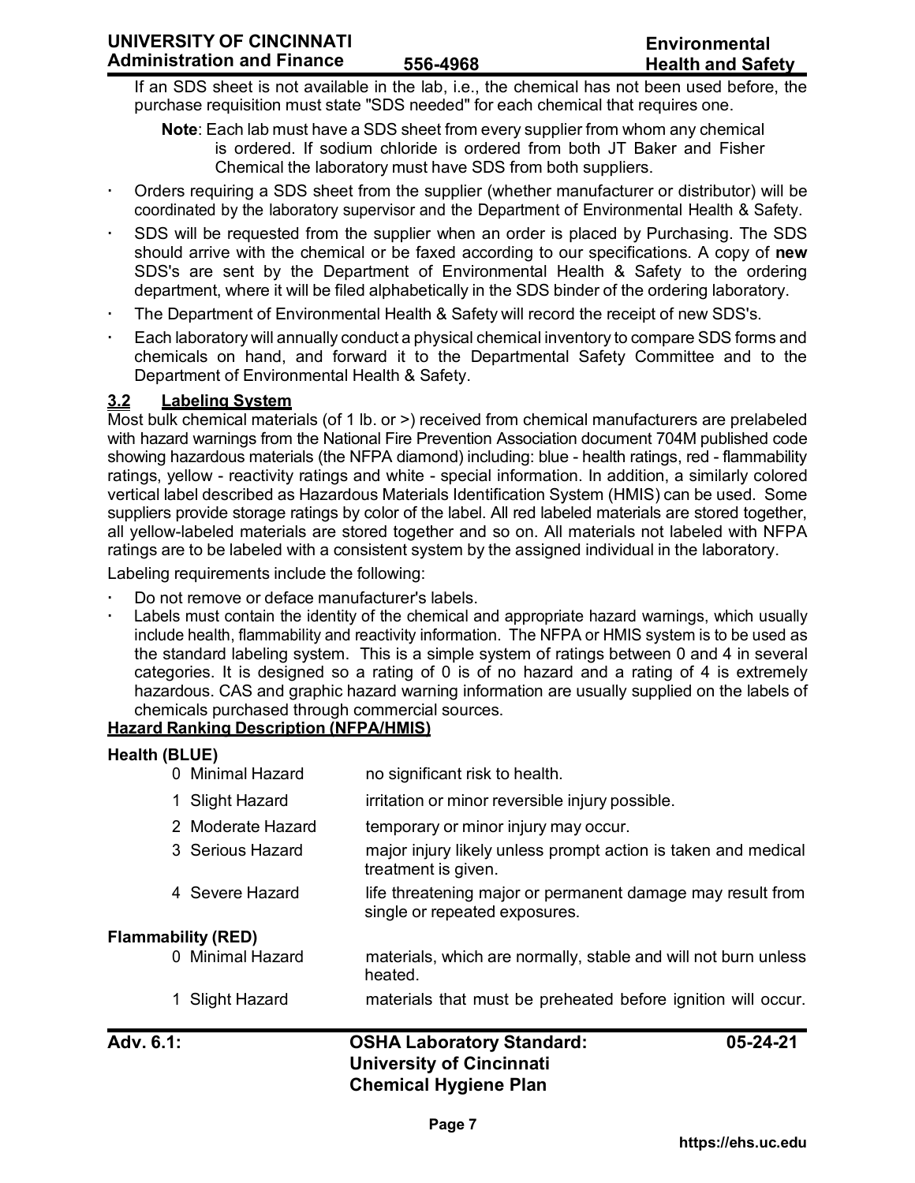If an SDS sheet is not available in the lab, i.e., the chemical has not been used before, the purchase requisition must state "SDS needed" for each chemical that requires one.

**Note**: Each lab must have a SDS sheet from every supplier from whom any chemical is ordered. If sodium chloride is ordered from both JT Baker and Fisher Chemical the laboratory must have SDS from both suppliers.

- Orders requiring a SDS sheet from the supplier (whether manufacturer or distributor) will be coordinated by the laboratory supervisor and the Department of Environmental Health & Safety.
- SDS will be requested from the supplier when an order is placed by Purchasing. The SDS should arrive with the chemical or be faxed according to our specifications. A copy of **new** SDS's are sent by the Department of Environmental Health & Safety to the ordering department, where it will be filed alphabetically in the SDS binder of the ordering laboratory.
- The Department of Environmental Health & Safety will record the receipt of new SDS's.
- Each laboratory will annually conduct a physical chemical inventory to compare SDS forms and chemicals on hand, and forward it to the Departmental Safety Committee and to the Department of Environmental Health & Safety.

### 3.2 Labeling System

Most bulk chemical materials (of 1 lb. or >) received from chemical manufacturers are prelabeled with hazard warnings from the National Fire Prevention Association document 704M published code showing hazardous materials (the NFPA diamond) including: blue - health ratings, red - flammability ratings, yellow - reactivity ratings and white - special information. In addition, a similarly colored vertical label described as Hazardous Materials Identification System (HMIS) can be used. Some suppliers provide storage ratings by color of the label. All red labeled materials are stored together, all yellow-labeled materials are stored together and so on. All materials not labeled with NFPA ratings are to be labeled with a consistent system by the assigned individual in the laboratory.

Labeling requirements include the following:

- Do not remove or deface manufacturer's labels.
- Labels must contain the identity of the chemical and appropriate hazard warnings, which usually include health, flammability and reactivity information. The NFPA or HMIS system is to be used as the standard labeling system. This is a simple system of ratings between 0 and 4 in several categories. It is designed so a rating of 0 is of no hazard and a rating of 4 is extremely hazardous. CAS and graphic hazard warning information are usually supplied on the labels of chemicals purchased through commercial sources.

**Hazard Ranking Description (NFPA/HMIS)**

**Health (BLUE)**

| Rating | Description |
|---|---|
| 0 Minimal Hazard | no significant risk to health. |
| 1 Slight Hazard | irritation or minor reversible injury possible. |
| 2 Moderate Hazard | temporary or minor injury may occur. |
| 3 Serious Hazard | major injury likely unless prompt action is taken and medical treatment is given. |
| 4 Severe Hazard | life threatening major or permanent damage may result from single or repeated exposures. |

**Flammability (RED)**

| Rating | Description |
|---|---|
| 0 Minimal Hazard | materials, which are normally, stable and will not burn unless heated. |
| 1 Slight Hazard | materials that must be preheated before ignition will occur. |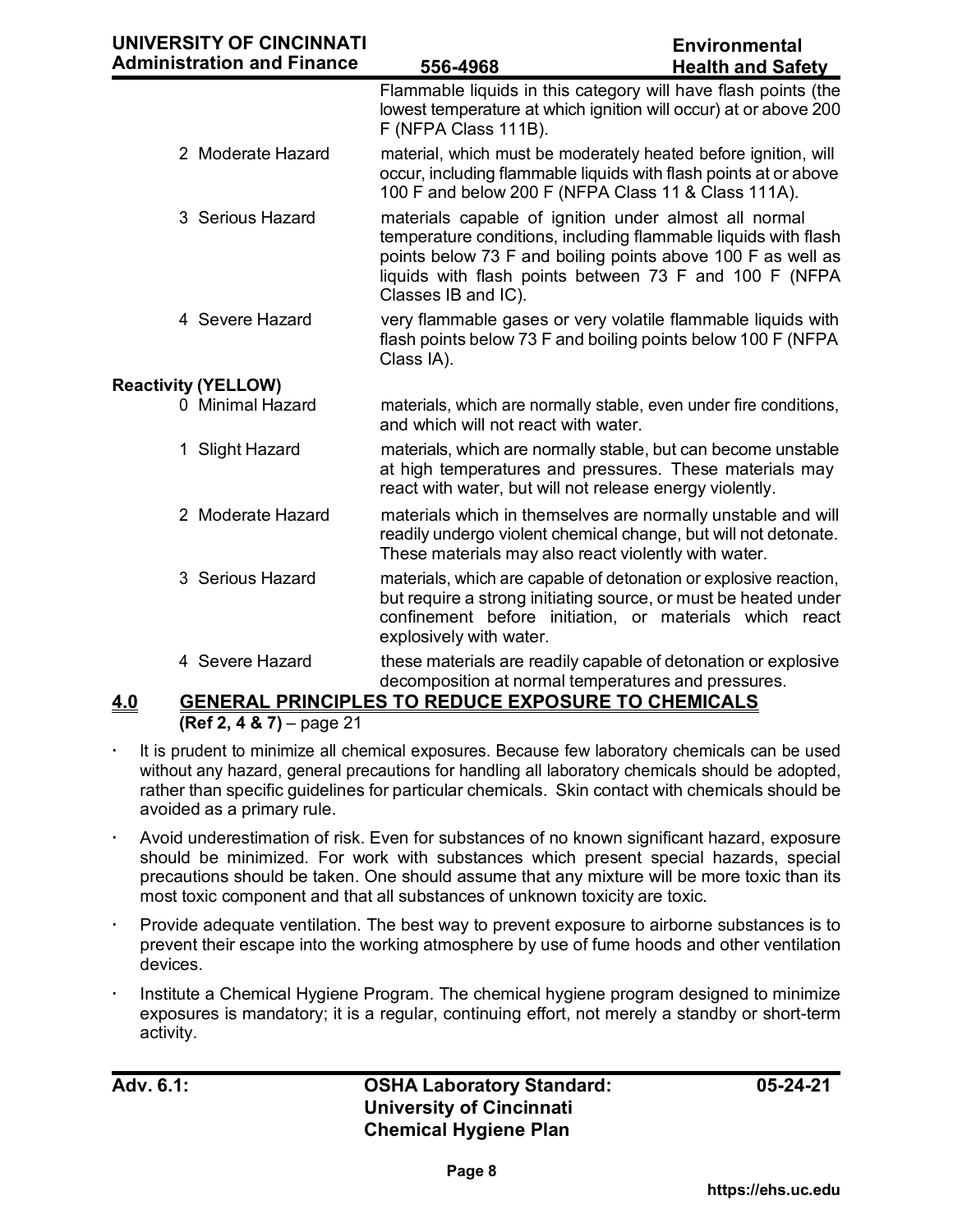Flammable liquids in this category will have flash points (the lowest temperature at which ignition will occur) at or above 200 F (NFPA Class 111B).

2 Moderate Hazard — material, which must be moderately heated before ignition, will occur, including flammable liquids with flash points at or above 100 F and below 200 F (NFPA Class 11 & Class 111A).

3 Serious Hazard — materials capable of ignition under almost all normal temperature conditions, including flammable liquids with flash points below 73 F and boiling points above 100 F as well as liquids with flash points between 73 F and 100 F (NFPA Classes IB and IC).

4 Severe Hazard — very flammable gases or very volatile flammable liquids with flash points below 73 F and boiling points below 100 F (NFPA Class IA).

**Reactivity (YELLOW)**

0 Minimal Hazard — materials, which are normally stable, even under fire conditions, and which will not react with water.

1 Slight Hazard — materials, which are normally stable, but can become unstable at high temperatures and pressures. These materials may react with water, but will not release energy violently.

2 Moderate Hazard — materials which in themselves are normally unstable and will readily undergo violent chemical change, but will not detonate. These materials may also react violently with water.

3 Serious Hazard — materials, which are capable of detonation or explosive reaction, but require a strong initiating source, or must be heated under confinement before initiation, or materials which react explosively with water.

4 Severe Hazard — these materials are readily capable of detonation or explosive decomposition at normal temperatures and pressures.

## 4.0 GENERAL PRINCIPLES TO REDUCE EXPOSURE TO CHEMICALS

**(Ref 2, 4 & 7)** – page 21

- It is prudent to minimize all chemical exposures. Because few laboratory chemicals can be used without any hazard, general precautions for handling all laboratory chemicals should be adopted, rather than specific guidelines for particular chemicals. Skin contact with chemicals should be avoided as a primary rule.
- Avoid underestimation of risk. Even for substances of no known significant hazard, exposure should be minimized. For work with substances which present special hazards, special precautions should be taken. One should assume that any mixture will be more toxic than its most toxic component and that all substances of unknown toxicity are toxic.
- Provide adequate ventilation. The best way to prevent exposure to airborne substances is to prevent their escape into the working atmosphere by use of fume hoods and other ventilation devices.
- Institute a Chemical Hygiene Program. The chemical hygiene program designed to minimize exposures is mandatory; it is a regular, continuing effort, not merely a standby or short-term activity.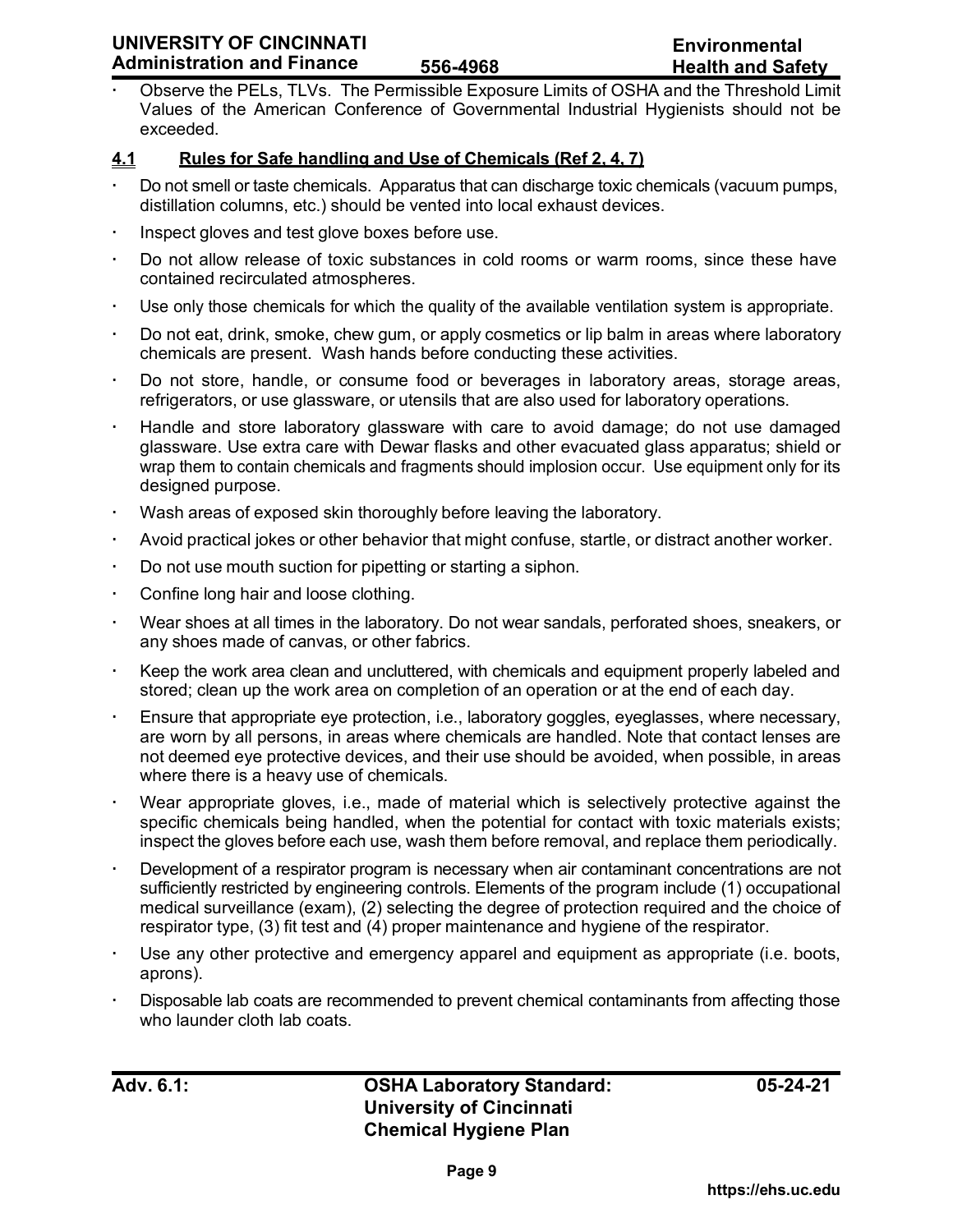- Observe the PELs, TLVs. The Permissible Exposure Limits of OSHA and the Threshold Limit Values of the American Conference of Governmental Industrial Hygienists should not be exceeded.

## 4.1 Rules for Safe handling and Use of Chemicals (Ref 2, 4, 7)

- Do not smell or taste chemicals. Apparatus that can discharge toxic chemicals (vacuum pumps, distillation columns, etc.) should be vented into local exhaust devices.
- Inspect gloves and test glove boxes before use.
- Do not allow release of toxic substances in cold rooms or warm rooms, since these have contained recirculated atmospheres.
- Use only those chemicals for which the quality of the available ventilation system is appropriate.
- Do not eat, drink, smoke, chew gum, or apply cosmetics or lip balm in areas where laboratory chemicals are present. Wash hands before conducting these activities.
- Do not store, handle, or consume food or beverages in laboratory areas, storage areas, refrigerators, or use glassware, or utensils that are also used for laboratory operations.
- Handle and store laboratory glassware with care to avoid damage; do not use damaged glassware. Use extra care with Dewar flasks and other evacuated glass apparatus; shield or wrap them to contain chemicals and fragments should implosion occur. Use equipment only for its designed purpose.
- Wash areas of exposed skin thoroughly before leaving the laboratory.
- Avoid practical jokes or other behavior that might confuse, startle, or distract another worker.
- Do not use mouth suction for pipetting or starting a siphon.
- Confine long hair and loose clothing.
- Wear shoes at all times in the laboratory. Do not wear sandals, perforated shoes, sneakers, or any shoes made of canvas, or other fabrics.
- Keep the work area clean and uncluttered, with chemicals and equipment properly labeled and stored; clean up the work area on completion of an operation or at the end of each day.
- Ensure that appropriate eye protection, i.e., laboratory goggles, eyeglasses, where necessary, are worn by all persons, in areas where chemicals are handled. Note that contact lenses are not deemed eye protective devices, and their use should be avoided, when possible, in areas where there is a heavy use of chemicals.
- Wear appropriate gloves, i.e., made of material which is selectively protective against the specific chemicals being handled, when the potential for contact with toxic materials exists; inspect the gloves before each use, wash them before removal, and replace them periodically.
- Development of a respirator program is necessary when air contaminant concentrations are not sufficiently restricted by engineering controls. Elements of the program include (1) occupational medical surveillance (exam), (2) selecting the degree of protection required and the choice of respirator type, (3) fit test and (4) proper maintenance and hygiene of the respirator.
- Use any other protective and emergency apparel and equipment as appropriate (i.e. boots, aprons).
- Disposable lab coats are recommended to prevent chemical contaminants from affecting those who launder cloth lab coats.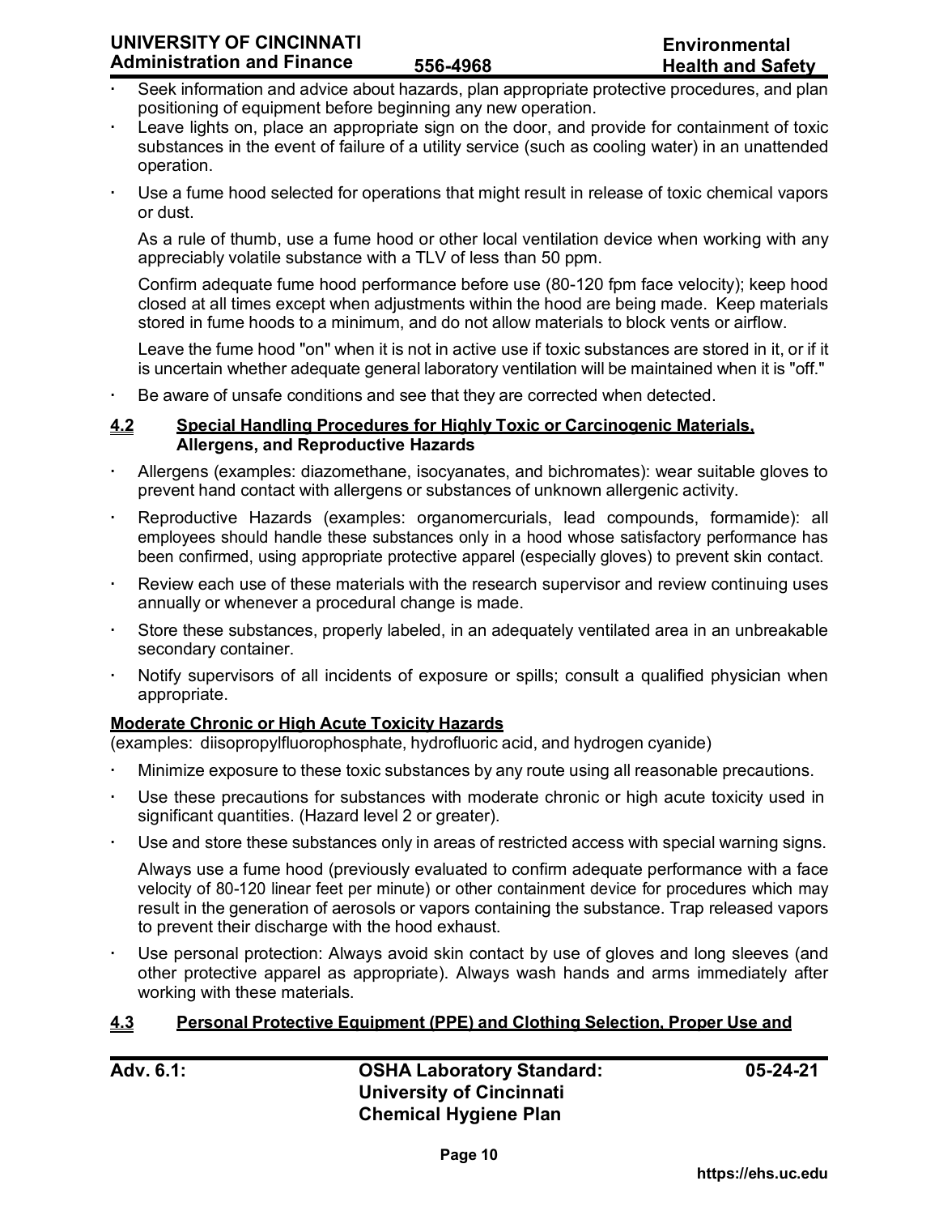- Seek information and advice about hazards, plan appropriate protective procedures, and plan positioning of equipment before beginning any new operation.
- Leave lights on, place an appropriate sign on the door, and provide for containment of toxic substances in the event of failure of a utility service (such as cooling water) in an unattended operation.
- Use a fume hood selected for operations that might result in release of toxic chemical vapors or dust.

  As a rule of thumb, use a fume hood or other local ventilation device when working with any appreciably volatile substance with a TLV of less than 50 ppm.

  Confirm adequate fume hood performance before use (80-120 fpm face velocity); keep hood closed at all times except when adjustments within the hood are being made. Keep materials stored in fume hoods to a minimum, and do not allow materials to block vents or airflow.

  Leave the fume hood "on" when it is not in active use if toxic substances are stored in it, or if it is uncertain whether adequate general laboratory ventilation will be maintained when it is "off."
- Be aware of unsafe conditions and see that they are corrected when detected.

## 4.2 Special Handling Procedures for Highly Toxic or Carcinogenic Materials, Allergens, and Reproductive Hazards

- Allergens (examples: diazomethane, isocyanates, and bichromates): wear suitable gloves to prevent hand contact with allergens or substances of unknown allergenic activity.
- Reproductive Hazards (examples: organomercurials, lead compounds, formamide): all employees should handle these substances only in a hood whose satisfactory performance has been confirmed, using appropriate protective apparel (especially gloves) to prevent skin contact.
- Review each use of these materials with the research supervisor and review continuing uses annually or whenever a procedural change is made.
- Store these substances, properly labeled, in an adequately ventilated area in an unbreakable secondary container.
- Notify supervisors of all incidents of exposure or spills; consult a qualified physician when appropriate.

### Moderate Chronic or High Acute Toxicity Hazards

(examples: diisopropylfluorophosphate, hydrofluoric acid, and hydrogen cyanide)

- Minimize exposure to these toxic substances by any route using all reasonable precautions.
- Use these precautions for substances with moderate chronic or high acute toxicity used in significant quantities. (Hazard level 2 or greater).
- Use and store these substances only in areas of restricted access with special warning signs.

  Always use a fume hood (previously evaluated to confirm adequate performance with a face velocity of 80-120 linear feet per minute) or other containment device for procedures which may result in the generation of aerosols or vapors containing the substance. Trap released vapors to prevent their discharge with the hood exhaust.
- Use personal protection: Always avoid skin contact by use of gloves and long sleeves (and other protective apparel as appropriate). Always wash hands and arms immediately after working with these materials.

## 4.3 Personal Protective Equipment (PPE) and Clothing Selection, Proper Use and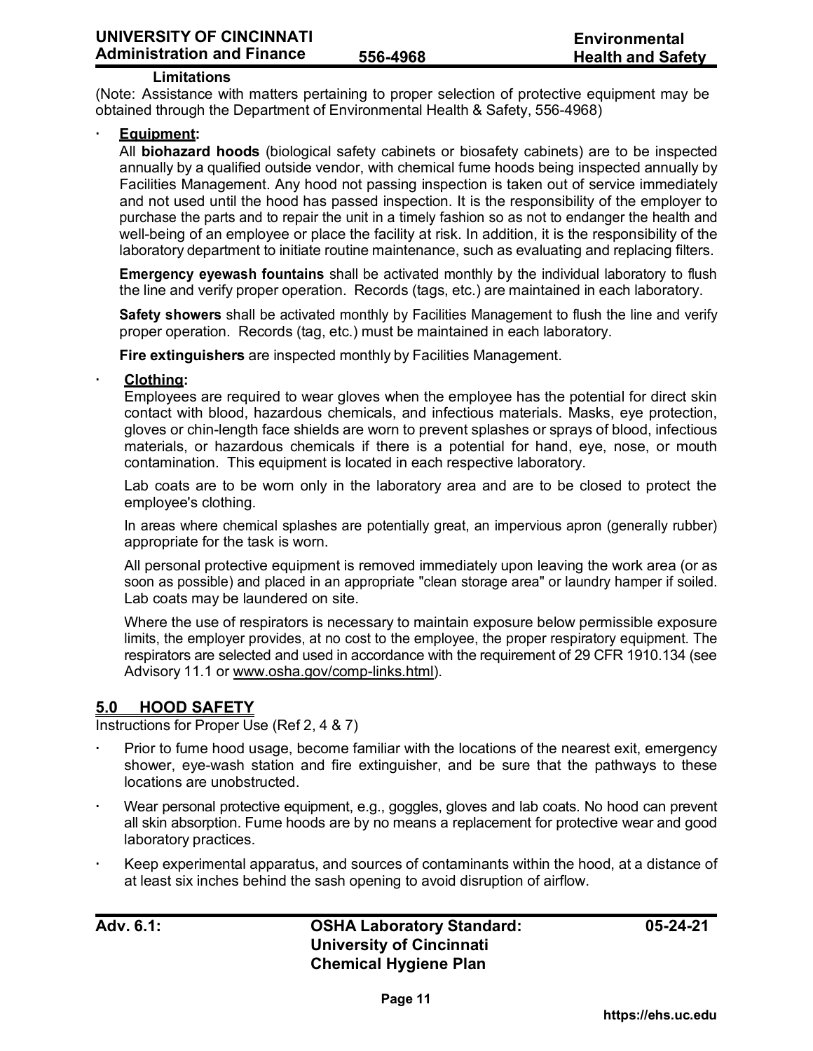**Limitations**

(Note: Assistance with matters pertaining to proper selection of protective equipment may be obtained through the Department of Environmental Health & Safety, 556-4968)

- **Equipment:**

  All **biohazard hoods** (biological safety cabinets or biosafety cabinets) are to be inspected annually by a qualified outside vendor, with chemical fume hoods being inspected annually by Facilities Management. Any hood not passing inspection is taken out of service immediately and not used until the hood has passed inspection. It is the responsibility of the employer to purchase the parts and to repair the unit in a timely fashion so as not to endanger the health and well-being of an employee or place the facility at risk. In addition, it is the responsibility of the laboratory department to initiate routine maintenance, such as evaluating and replacing filters.

  **Emergency eyewash fountains** shall be activated monthly by the individual laboratory to flush the line and verify proper operation. Records (tags, etc.) are maintained in each laboratory.

  **Safety showers** shall be activated monthly by Facilities Management to flush the line and verify proper operation. Records (tag, etc.) must be maintained in each laboratory.

  **Fire extinguishers** are inspected monthly by Facilities Management.

- **Clothing:**

  Employees are required to wear gloves when the employee has the potential for direct skin contact with blood, hazardous chemicals, and infectious materials. Masks, eye protection, gloves or chin-length face shields are worn to prevent splashes or sprays of blood, infectious materials, or hazardous chemicals if there is a potential for hand, eye, nose, or mouth contamination. This equipment is located in each respective laboratory.

  Lab coats are to be worn only in the laboratory area and are to be closed to protect the employee's clothing.

  In areas where chemical splashes are potentially great, an impervious apron (generally rubber) appropriate for the task is worn.

  All personal protective equipment is removed immediately upon leaving the work area (or as soon as possible) and placed in an appropriate "clean storage area" or laundry hamper if soiled. Lab coats may be laundered on site.

  Where the use of respirators is necessary to maintain exposure below permissible exposure limits, the employer provides, at no cost to the employee, the proper respiratory equipment. The respirators are selected and used in accordance with the requirement of 29 CFR 1910.134 (see Advisory 11.1 or www.osha.gov/comp-links.html).

## 5.0 HOOD SAFETY

Instructions for Proper Use (Ref 2, 4 & 7)

- Prior to fume hood usage, become familiar with the locations of the nearest exit, emergency shower, eye-wash station and fire extinguisher, and be sure that the pathways to these locations are unobstructed.
- Wear personal protective equipment, e.g., goggles, gloves and lab coats. No hood can prevent all skin absorption. Fume hoods are by no means a replacement for protective wear and good laboratory practices.
- Keep experimental apparatus, and sources of contaminants within the hood, at a distance of at least six inches behind the sash opening to avoid disruption of airflow.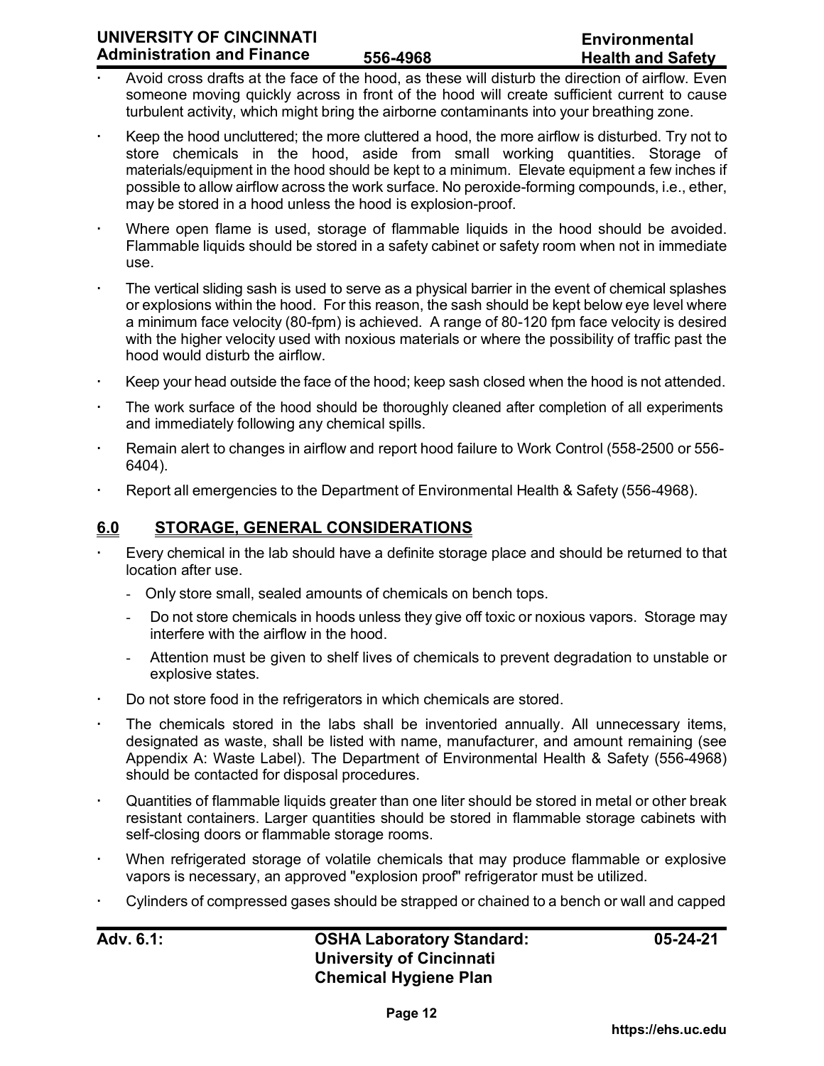- Avoid cross drafts at the face of the hood, as these will disturb the direction of airflow. Even someone moving quickly across in front of the hood will create sufficient current to cause turbulent activity, which might bring the airborne contaminants into your breathing zone.
- Keep the hood uncluttered; the more cluttered a hood, the more airflow is disturbed. Try not to store chemicals in the hood, aside from small working quantities. Storage of materials/equipment in the hood should be kept to a minimum. Elevate equipment a few inches if possible to allow airflow across the work surface. No peroxide-forming compounds, i.e., ether, may be stored in a hood unless the hood is explosion-proof.
- Where open flame is used, storage of flammable liquids in the hood should be avoided. Flammable liquids should be stored in a safety cabinet or safety room when not in immediate use.
- The vertical sliding sash is used to serve as a physical barrier in the event of chemical splashes or explosions within the hood. For this reason, the sash should be kept below eye level where a minimum face velocity (80-fpm) is achieved. A range of 80-120 fpm face velocity is desired with the higher velocity used with noxious materials or where the possibility of traffic past the hood would disturb the airflow.
- Keep your head outside the face of the hood; keep sash closed when the hood is not attended.
- The work surface of the hood should be thoroughly cleaned after completion of all experiments and immediately following any chemical spills.
- Remain alert to changes in airflow and report hood failure to Work Control (558-2500 or 556-6404).
- Report all emergencies to the Department of Environmental Health & Safety (556-4968).

## 6.0 STORAGE, GENERAL CONSIDERATIONS

- Every chemical in the lab should have a definite storage place and should be returned to that location after use.
  - Only store small, sealed amounts of chemicals on bench tops.
  - Do not store chemicals in hoods unless they give off toxic or noxious vapors. Storage may interfere with the airflow in the hood.
  - Attention must be given to shelf lives of chemicals to prevent degradation to unstable or explosive states.
- Do not store food in the refrigerators in which chemicals are stored.
- The chemicals stored in the labs shall be inventoried annually. All unnecessary items, designated as waste, shall be listed with name, manufacturer, and amount remaining (see Appendix A: Waste Label). The Department of Environmental Health & Safety (556-4968) should be contacted for disposal procedures.
- Quantities of flammable liquids greater than one liter should be stored in metal or other break resistant containers. Larger quantities should be stored in flammable storage cabinets with self-closing doors or flammable storage rooms.
- When refrigerated storage of volatile chemicals that may produce flammable or explosive vapors is necessary, an approved "explosion proof" refrigerator must be utilized.
- Cylinders of compressed gases should be strapped or chained to a bench or wall and capped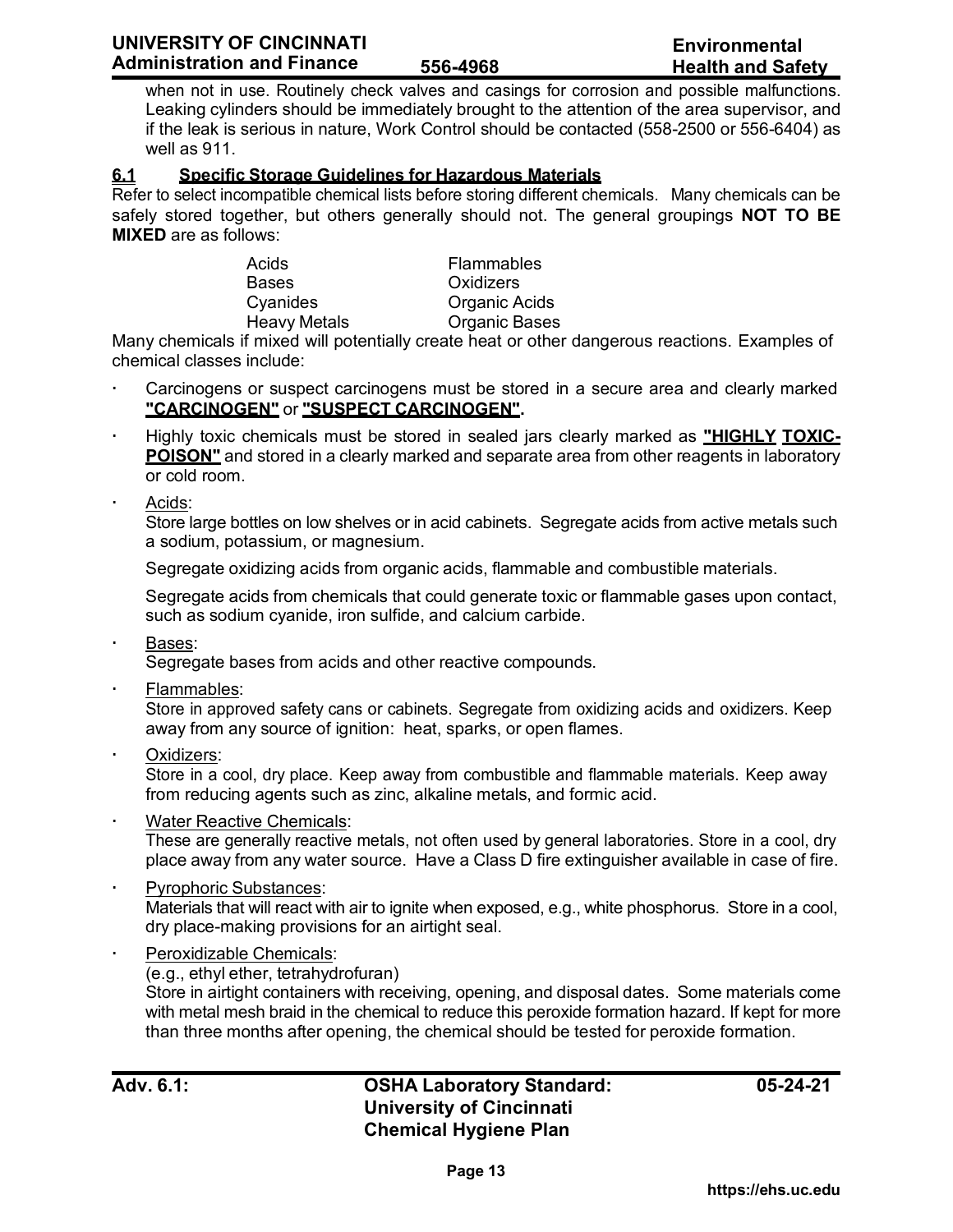when not in use. Routinely check valves and casings for corrosion and possible malfunctions. Leaking cylinders should be immediately brought to the attention of the area supervisor, and if the leak is serious in nature, Work Control should be contacted (558-2500 or 556-6404) as well as 911.

## 6.1 Specific Storage Guidelines for Hazardous Materials

Refer to select incompatible chemical lists before storing different chemicals. Many chemicals can be safely stored together, but others generally should not. The general groupings **NOT TO BE MIXED** are as follows:

| | |
|---|---|
| Acids | Flammables |
| Bases | Oxidizers |
| Cyanides | Organic Acids |
| Heavy Metals | Organic Bases |

Many chemicals if mixed will potentially create heat or other dangerous reactions. Examples of chemical classes include:

- Carcinogens or suspect carcinogens must be stored in a secure area and clearly marked **"CARCINOGEN"** or **"SUSPECT CARCINOGEN".**
- Highly toxic chemicals must be stored in sealed jars clearly marked as **"HIGHLY TOXIC-POISON"** and stored in a clearly marked and separate area from other reagents in laboratory or cold room.
- Acids:
  Store large bottles on low shelves or in acid cabinets. Segregate acids from active metals such a sodium, potassium, or magnesium.

  Segregate oxidizing acids from organic acids, flammable and combustible materials.

  Segregate acids from chemicals that could generate toxic or flammable gases upon contact, such as sodium cyanide, iron sulfide, and calcium carbide.
- Bases:
  Segregate bases from acids and other reactive compounds.
- Flammables:
  Store in approved safety cans or cabinets. Segregate from oxidizing acids and oxidizers. Keep away from any source of ignition: heat, sparks, or open flames.
- Oxidizers:
  Store in a cool, dry place. Keep away from combustible and flammable materials. Keep away from reducing agents such as zinc, alkaline metals, and formic acid.
- Water Reactive Chemicals:
  These are generally reactive metals, not often used by general laboratories. Store in a cool, dry place away from any water source. Have a Class D fire extinguisher available in case of fire.
- Pyrophoric Substances:
  Materials that will react with air to ignite when exposed, e.g., white phosphorus. Store in a cool, dry place-making provisions for an airtight seal.
- Peroxidizable Chemicals:
  (e.g., ethyl ether, tetrahydrofuran)
  Store in airtight containers with receiving, opening, and disposal dates. Some materials come with metal mesh braid in the chemical to reduce this peroxide formation hazard. If kept for more than three months after opening, the chemical should be tested for peroxide formation.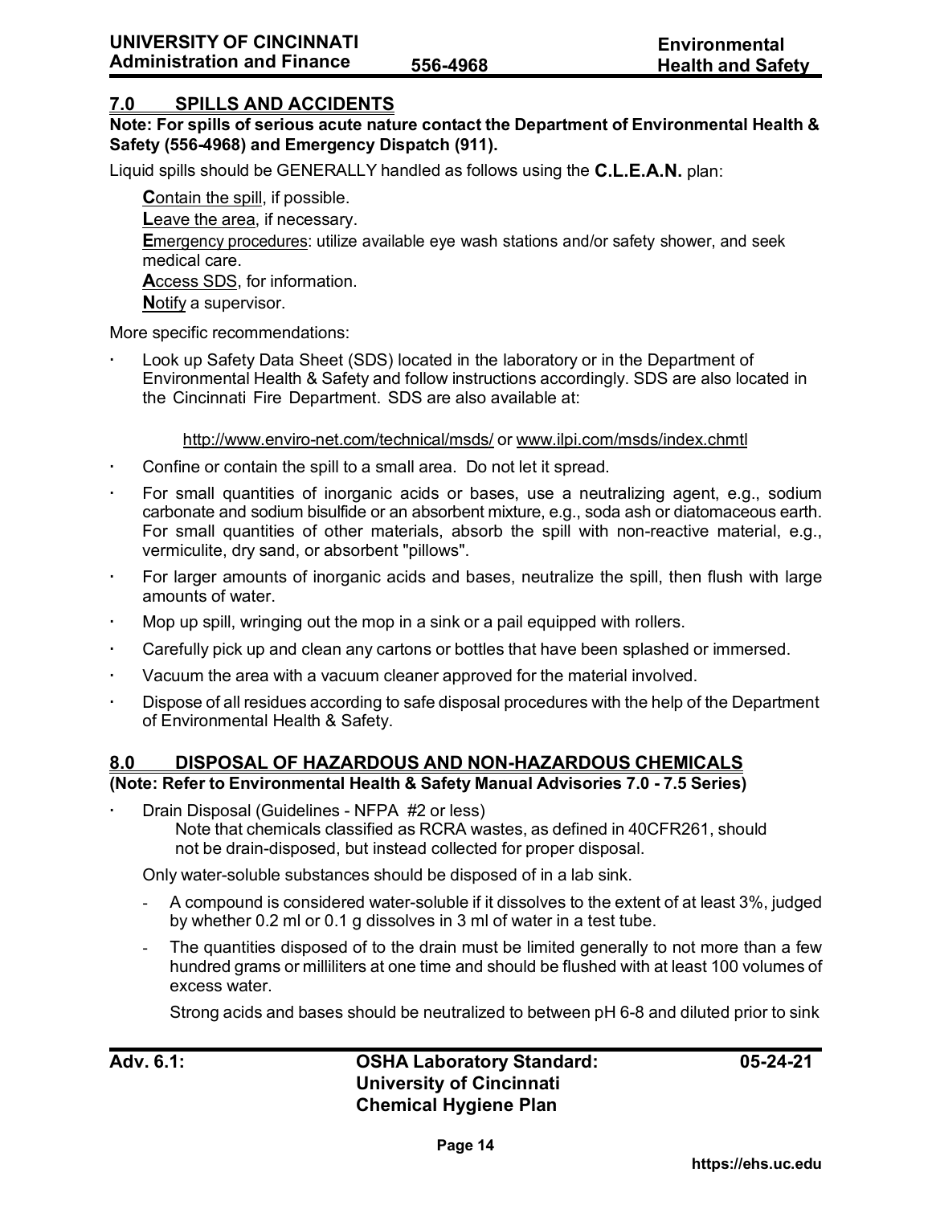## 7.0 SPILLS AND ACCIDENTS

**Note: For spills of serious acute nature contact the Department of Environmental Health & Safety (556-4968) and Emergency Dispatch (911).**

Liquid spills should be GENERALLY handled as follows using the **C.L.E.A.N.** plan:

**C**ontain the spill, if possible.
**L**eave the area, if necessary.
**E**mergency procedures: utilize available eye wash stations and/or safety shower, and seek medical care.
**A**ccess SDS, for information.
**N**otify a supervisor.

More specific recommendations:

- Look up Safety Data Sheet (SDS) located in the laboratory or in the Department of Environmental Health & Safety and follow instructions accordingly. SDS are also located in the Cincinnati Fire Department. SDS are also available at:

  http://www.enviro-net.com/technical/msds/ or www.ilpi.com/msds/index.chmtl

- Confine or contain the spill to a small area. Do not let it spread.
- For small quantities of inorganic acids or bases, use a neutralizing agent, e.g., sodium carbonate and sodium bisulfide or an absorbent mixture, e.g., soda ash or diatomaceous earth. For small quantities of other materials, absorb the spill with non-reactive material, e.g., vermiculite, dry sand, or absorbent "pillows".
- For larger amounts of inorganic acids and bases, neutralize the spill, then flush with large amounts of water.
- Mop up spill, wringing out the mop in a sink or a pail equipped with rollers.
- Carefully pick up and clean any cartons or bottles that have been splashed or immersed.
- Vacuum the area with a vacuum cleaner approved for the material involved.
- Dispose of all residues according to safe disposal procedures with the help of the Department of Environmental Health & Safety.

## 8.0 DISPOSAL OF HAZARDOUS AND NON-HAZARDOUS CHEMICALS

**(Note: Refer to Environmental Health & Safety Manual Advisories 7.0 - 7.5 Series)**

- Drain Disposal (Guidelines - NFPA #2 or less)
  Note that chemicals classified as RCRA wastes, as defined in 40CFR261, should not be drain-disposed, but instead collected for proper disposal.

  Only water-soluble substances should be disposed of in a lab sink.

  - A compound is considered water-soluble if it dissolves to the extent of at least 3%, judged by whether 0.2 ml or 0.1 g dissolves in 3 ml of water in a test tube.
  - The quantities disposed of to the drain must be limited generally to not more than a few hundred grams or milliliters at one time and should be flushed with at least 100 volumes of excess water.

    Strong acids and bases should be neutralized to between pH 6-8 and diluted prior to sink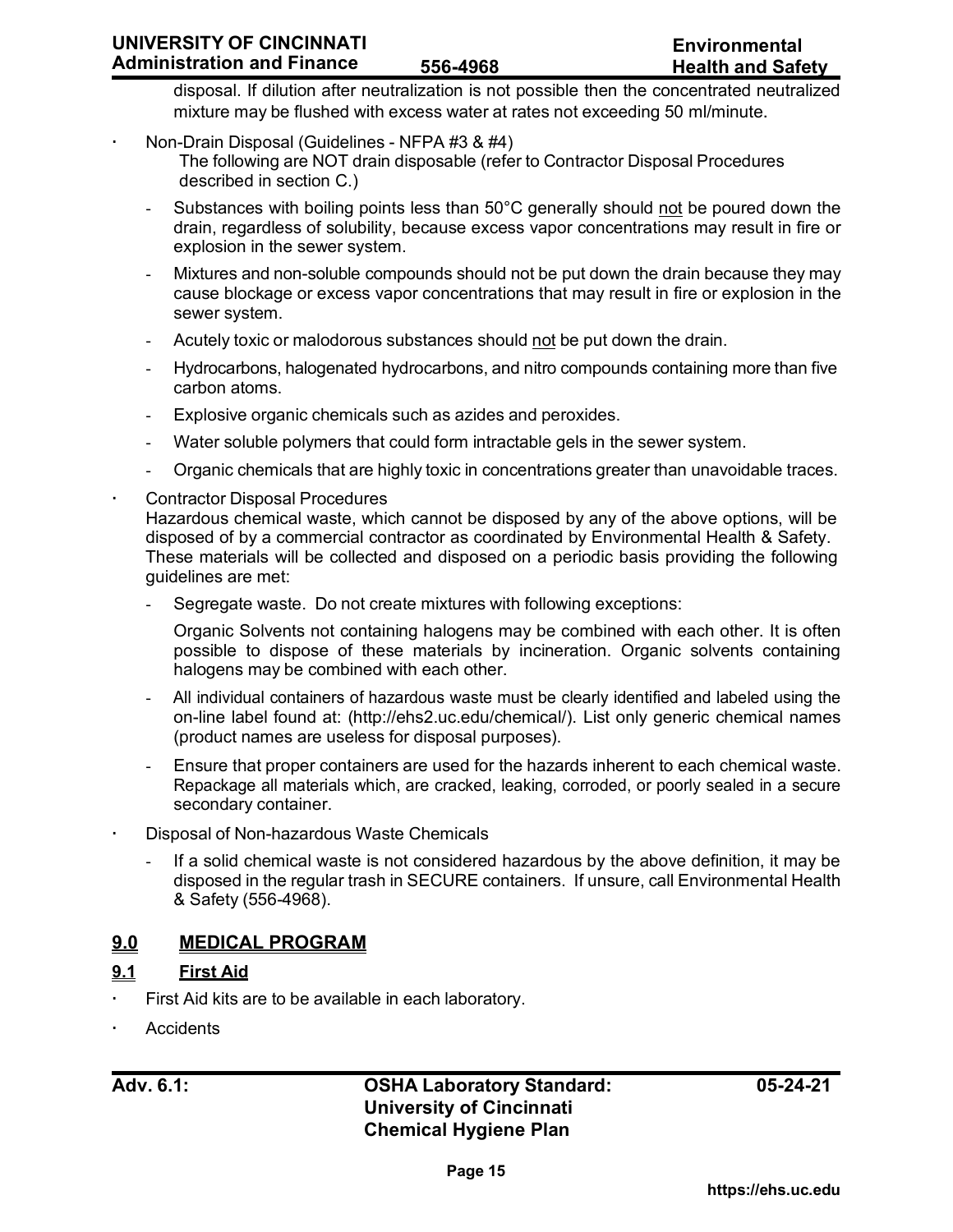disposal. If dilution after neutralization is not possible then the concentrated neutralized mixture may be flushed with excess water at rates not exceeding 50 ml/minute.

- Non-Drain Disposal (Guidelines - NFPA #3 & #4)
  The following are NOT drain disposable (refer to Contractor Disposal Procedures described in section C.)
  - Substances with boiling points less than 50°C generally should <u>not</u> be poured down the drain, regardless of solubility, because excess vapor concentrations may result in fire or explosion in the sewer system.
  - Mixtures and non-soluble compounds should not be put down the drain because they may cause blockage or excess vapor concentrations that may result in fire or explosion in the sewer system.
  - Acutely toxic or malodorous substances should <u>not</u> be put down the drain.
  - Hydrocarbons, halogenated hydrocarbons, and nitro compounds containing more than five carbon atoms.
  - Explosive organic chemicals such as azides and peroxides.
  - Water soluble polymers that could form intractable gels in the sewer system.
  - Organic chemicals that are highly toxic in concentrations greater than unavoidable traces.
- Contractor Disposal Procedures
  Hazardous chemical waste, which cannot be disposed by any of the above options, will be disposed of by a commercial contractor as coordinated by Environmental Health & Safety. These materials will be collected and disposed on a periodic basis providing the following guidelines are met:
  - Segregate waste. Do not create mixtures with following exceptions:

    Organic Solvents not containing halogens may be combined with each other. It is often possible to dispose of these materials by incineration. Organic solvents containing halogens may be combined with each other.
  - All individual containers of hazardous waste must be clearly identified and labeled using the on-line label found at: (http://ehs2.uc.edu/chemical/). List only generic chemical names (product names are useless for disposal purposes).
  - Ensure that proper containers are used for the hazards inherent to each chemical waste. Repackage all materials which, are cracked, leaking, corroded, or poorly sealed in a secure secondary container.
- Disposal of Non-hazardous Waste Chemicals
  - If a solid chemical waste is not considered hazardous by the above definition, it may be disposed in the regular trash in SECURE containers. If unsure, call Environmental Health & Safety (556-4968).

## 9.0 MEDICAL PROGRAM

### 9.1 First Aid

- First Aid kits are to be available in each laboratory.
- Accidents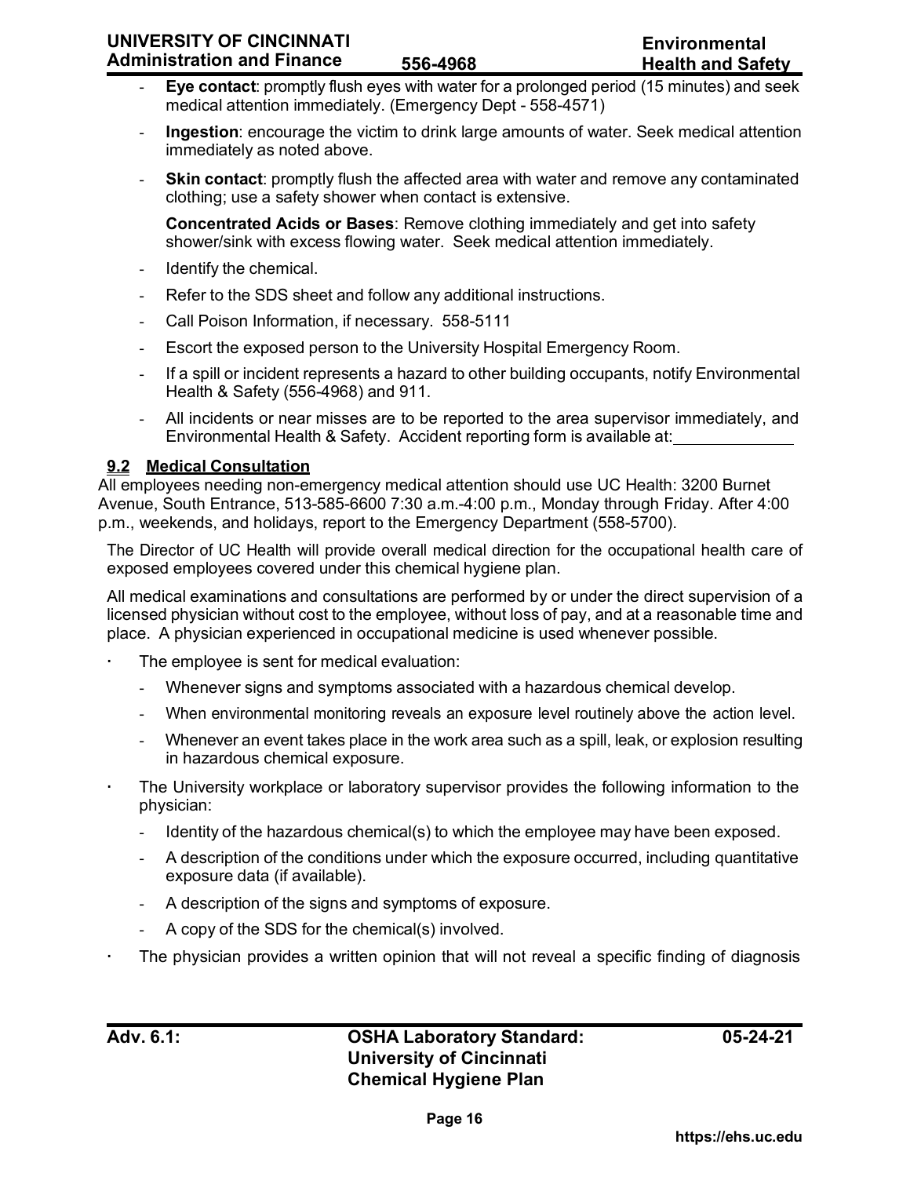- **Eye contact**: promptly flush eyes with water for a prolonged period (15 minutes) and seek medical attention immediately. (Emergency Dept - 558-4571)
- **Ingestion**: encourage the victim to drink large amounts of water. Seek medical attention immediately as noted above.
- **Skin contact**: promptly flush the affected area with water and remove any contaminated clothing; use a safety shower when contact is extensive.

  **Concentrated Acids or Bases**: Remove clothing immediately and get into safety shower/sink with excess flowing water. Seek medical attention immediately.
- Identify the chemical.
- Refer to the SDS sheet and follow any additional instructions.
- Call Poison Information, if necessary. 558-5111
- Escort the exposed person to the University Hospital Emergency Room.
- If a spill or incident represents a hazard to other building occupants, notify Environmental Health & Safety (556-4968) and 911.
- All incidents or near misses are to be reported to the area supervisor immediately, and Environmental Health & Safety. Accident reporting form is available at:\_\_\_\_\_\_\_\_\_\_\_\_\_

### 9.2 Medical Consultation

All employees needing non-emergency medical attention should use UC Health: 3200 Burnet Avenue, South Entrance, 513-585-6600 7:30 a.m.-4:00 p.m., Monday through Friday. After 4:00 p.m., weekends, and holidays, report to the Emergency Department (558-5700).

The Director of UC Health will provide overall medical direction for the occupational health care of exposed employees covered under this chemical hygiene plan.

All medical examinations and consultations are performed by or under the direct supervision of a licensed physician without cost to the employee, without loss of pay, and at a reasonable time and place. A physician experienced in occupational medicine is used whenever possible.

- The employee is sent for medical evaluation:
  - Whenever signs and symptoms associated with a hazardous chemical develop.
  - When environmental monitoring reveals an exposure level routinely above the action level.
  - Whenever an event takes place in the work area such as a spill, leak, or explosion resulting in hazardous chemical exposure.
- The University workplace or laboratory supervisor provides the following information to the physician:
  - Identity of the hazardous chemical(s) to which the employee may have been exposed.
  - A description of the conditions under which the exposure occurred, including quantitative exposure data (if available).
  - A description of the signs and symptoms of exposure.
  - A copy of the SDS for the chemical(s) involved.
- The physician provides a written opinion that will not reveal a specific finding of diagnosis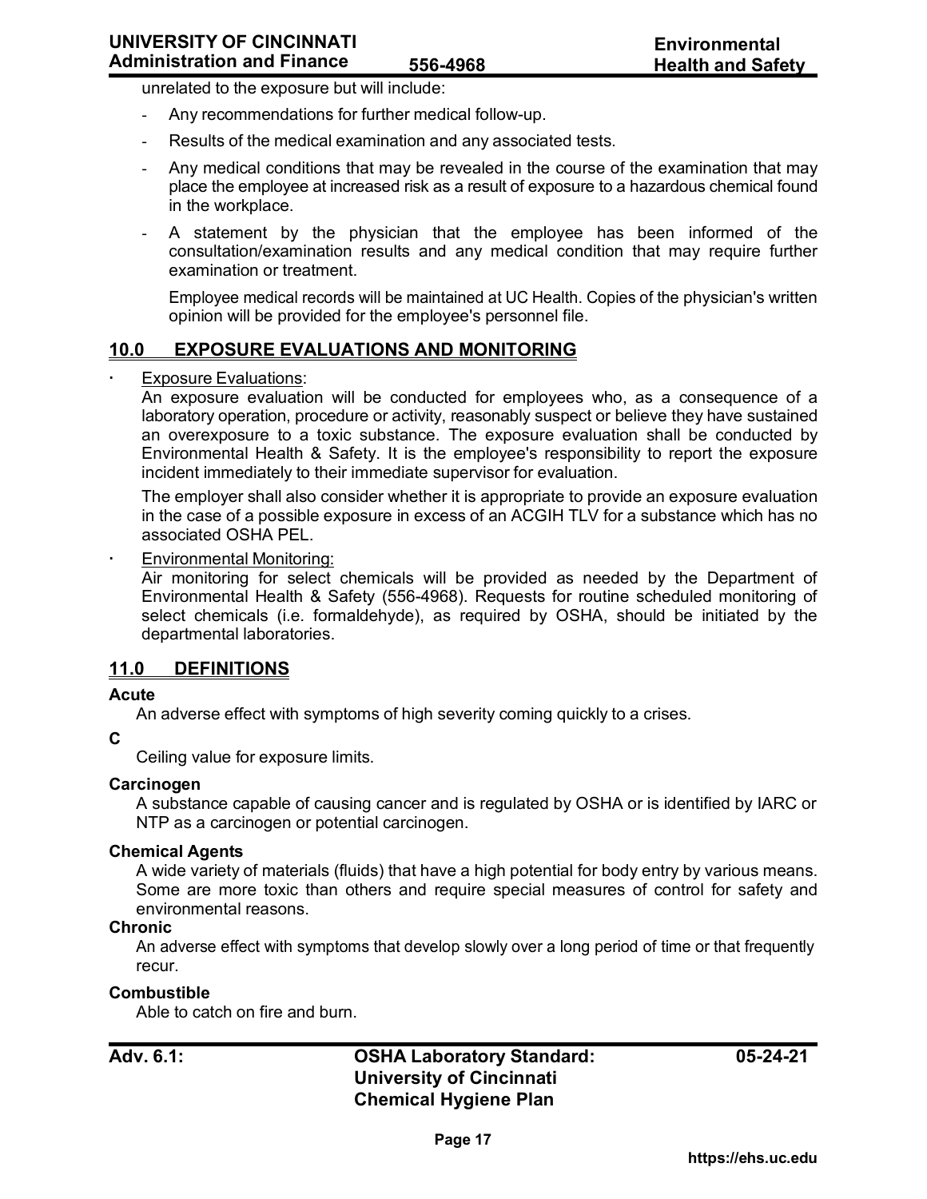unrelated to the exposure but will include:

- Any recommendations for further medical follow-up.
- Results of the medical examination and any associated tests.
- Any medical conditions that may be revealed in the course of the examination that may place the employee at increased risk as a result of exposure to a hazardous chemical found in the workplace.
- A statement by the physician that the employee has been informed of the consultation/examination results and any medical condition that may require further examination or treatment.

  Employee medical records will be maintained at UC Health. Copies of the physician's written opinion will be provided for the employee's personnel file.

## 10.0 EXPOSURE EVALUATIONS AND MONITORING

- Exposure Evaluations:
  An exposure evaluation will be conducted for employees who, as a consequence of a laboratory operation, procedure or activity, reasonably suspect or believe they have sustained an overexposure to a toxic substance. The exposure evaluation shall be conducted by Environmental Health & Safety. It is the employee's responsibility to report the exposure incident immediately to their immediate supervisor for evaluation.

  The employer shall also consider whether it is appropriate to provide an exposure evaluation in the case of a possible exposure in excess of an ACGIH TLV for a substance which has no associated OSHA PEL.

- Environmental Monitoring:
  Air monitoring for select chemicals will be provided as needed by the Department of Environmental Health & Safety (556-4968). Requests for routine scheduled monitoring of select chemicals (i.e. formaldehyde), as required by OSHA, should be initiated by the departmental laboratories.

## 11.0 DEFINITIONS

**Acute**
An adverse effect with symptoms of high severity coming quickly to a crises.

**C**
Ceiling value for exposure limits.

**Carcinogen**
A substance capable of causing cancer and is regulated by OSHA or is identified by IARC or NTP as a carcinogen or potential carcinogen.

**Chemical Agents**
A wide variety of materials (fluids) that have a high potential for body entry by various means. Some are more toxic than others and require special measures of control for safety and environmental reasons.

**Chronic**
An adverse effect with symptoms that develop slowly over a long period of time or that frequently recur.

**Combustible**
Able to catch on fire and burn.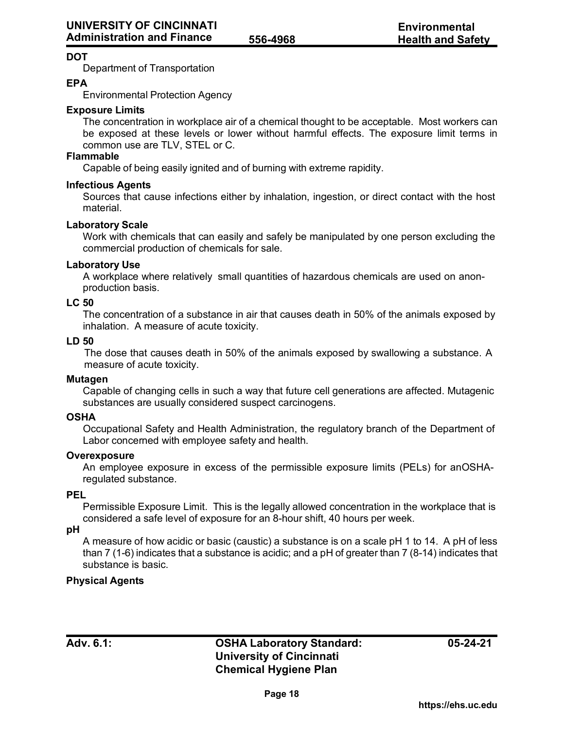**DOT**

Department of Transportation

**EPA**

Environmental Protection Agency

**Exposure Limits**

The concentration in workplace air of a chemical thought to be acceptable. Most workers can be exposed at these levels or lower without harmful effects. The exposure limit terms in common use are TLV, STEL or C.

**Flammable**

Capable of being easily ignited and of burning with extreme rapidity.

**Infectious Agents**

Sources that cause infections either by inhalation, ingestion, or direct contact with the host material.

**Laboratory Scale**

Work with chemicals that can easily and safely be manipulated by one person excluding the commercial production of chemicals for sale.

**Laboratory Use**

A workplace where relatively small quantities of hazardous chemicals are used on anon-production basis.

**LC 50**

The concentration of a substance in air that causes death in 50% of the animals exposed by inhalation. A measure of acute toxicity.

**LD 50**

The dose that causes death in 50% of the animals exposed by swallowing a substance. A measure of acute toxicity.

**Mutagen**

Capable of changing cells in such a way that future cell generations are affected. Mutagenic substances are usually considered suspect carcinogens.

**OSHA**

Occupational Safety and Health Administration, the regulatory branch of the Department of Labor concerned with employee safety and health.

**Overexposure**

An employee exposure in excess of the permissible exposure limits (PELs) for anOSHA-regulated substance.

**PEL**

Permissible Exposure Limit. This is the legally allowed concentration in the workplace that is considered a safe level of exposure for an 8-hour shift, 40 hours per week.

**pH**

A measure of how acidic or basic (caustic) a substance is on a scale pH 1 to 14. A pH of less than 7 (1-6) indicates that a substance is acidic; and a pH of greater than 7 (8-14) indicates that substance is basic.

**Physical Agents**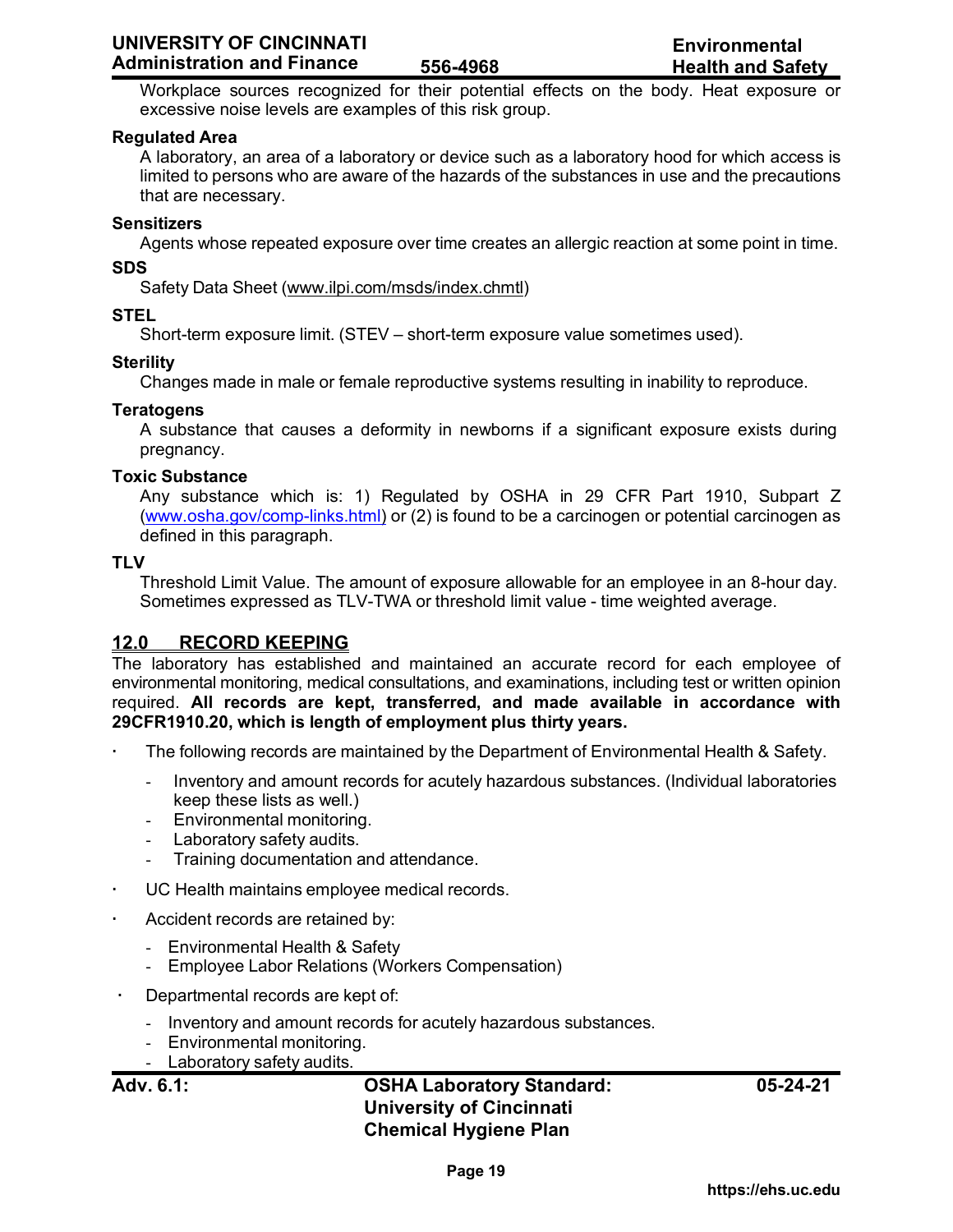Workplace sources recognized for their potential effects on the body. Heat exposure or excessive noise levels are examples of this risk group.

**Regulated Area**

A laboratory, an area of a laboratory or device such as a laboratory hood for which access is limited to persons who are aware of the hazards of the substances in use and the precautions that are necessary.

**Sensitizers**

Agents whose repeated exposure over time creates an allergic reaction at some point in time.

**SDS**

Safety Data Sheet (www.ilpi.com/msds/index.chmtl)

**STEL**

Short-term exposure limit. (STEV – short-term exposure value sometimes used).

**Sterility**

Changes made in male or female reproductive systems resulting in inability to reproduce.

**Teratogens**

A substance that causes a deformity in newborns if a significant exposure exists during pregnancy.

**Toxic Substance**

Any substance which is: 1) Regulated by OSHA in 29 CFR Part 1910, Subpart Z (www.osha.gov/comp-links.html) or (2) is found to be a carcinogen or potential carcinogen as defined in this paragraph.

**TLV**

Threshold Limit Value. The amount of exposure allowable for an employee in an 8-hour day. Sometimes expressed as TLV-TWA or threshold limit value - time weighted average.

## 12.0 RECORD KEEPING

The laboratory has established and maintained an accurate record for each employee of environmental monitoring, medical consultations, and examinations, including test or written opinion required. **All records are kept, transferred, and made available in accordance with 29CFR1910.20, which is length of employment plus thirty years.**

- The following records are maintained by the Department of Environmental Health & Safety.
  - Inventory and amount records for acutely hazardous substances. (Individual laboratories keep these lists as well.)
  - Environmental monitoring.
  - Laboratory safety audits.
  - Training documentation and attendance.
- UC Health maintains employee medical records.
- Accident records are retained by:
  - Environmental Health & Safety
  - Employee Labor Relations (Workers Compensation)
- Departmental records are kept of:
  - Inventory and amount records for acutely hazardous substances.
  - Environmental monitoring.
  - Laboratory safety audits.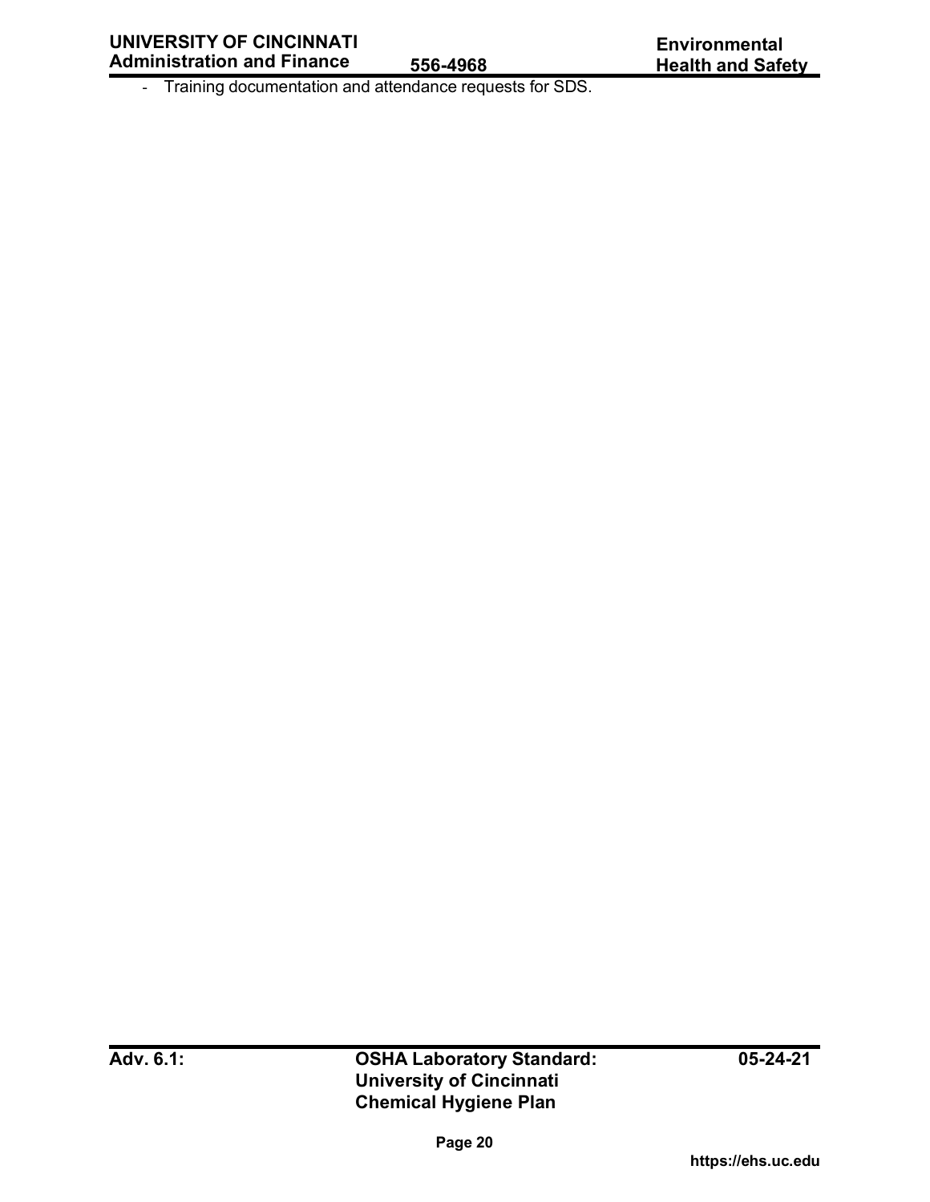- Training documentation and attendance requests for SDS.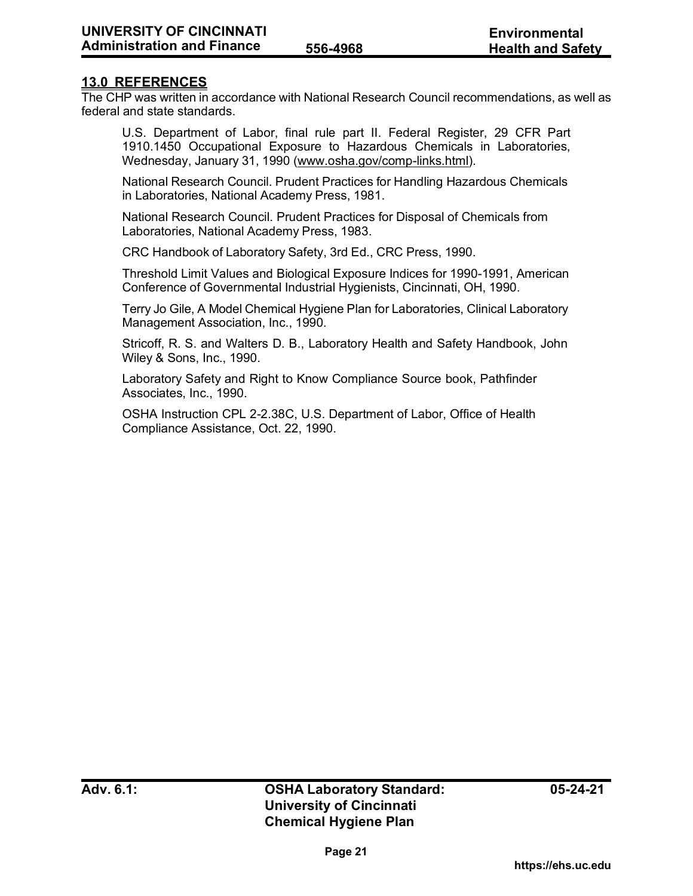## 13.0 REFERENCES

The CHP was written in accordance with National Research Council recommendations, as well as federal and state standards.

U.S. Department of Labor, final rule part II. Federal Register, 29 CFR Part 1910.1450 Occupational Exposure to Hazardous Chemicals in Laboratories, Wednesday, January 31, 1990 (www.osha.gov/comp-links.html).

National Research Council. Prudent Practices for Handling Hazardous Chemicals in Laboratories, National Academy Press, 1981.

National Research Council. Prudent Practices for Disposal of Chemicals from Laboratories, National Academy Press, 1983.

CRC Handbook of Laboratory Safety, 3rd Ed., CRC Press, 1990.

Threshold Limit Values and Biological Exposure Indices for 1990-1991, American Conference of Governmental Industrial Hygienists, Cincinnati, OH, 1990.

Terry Jo Gile, A Model Chemical Hygiene Plan for Laboratories, Clinical Laboratory Management Association, Inc., 1990.

Stricoff, R. S. and Walters D. B., Laboratory Health and Safety Handbook, John Wiley & Sons, Inc., 1990.

Laboratory Safety and Right to Know Compliance Source book, Pathfinder Associates, Inc., 1990.

OSHA Instruction CPL 2-2.38C, U.S. Department of Labor, Office of Health Compliance Assistance, Oct. 22, 1990.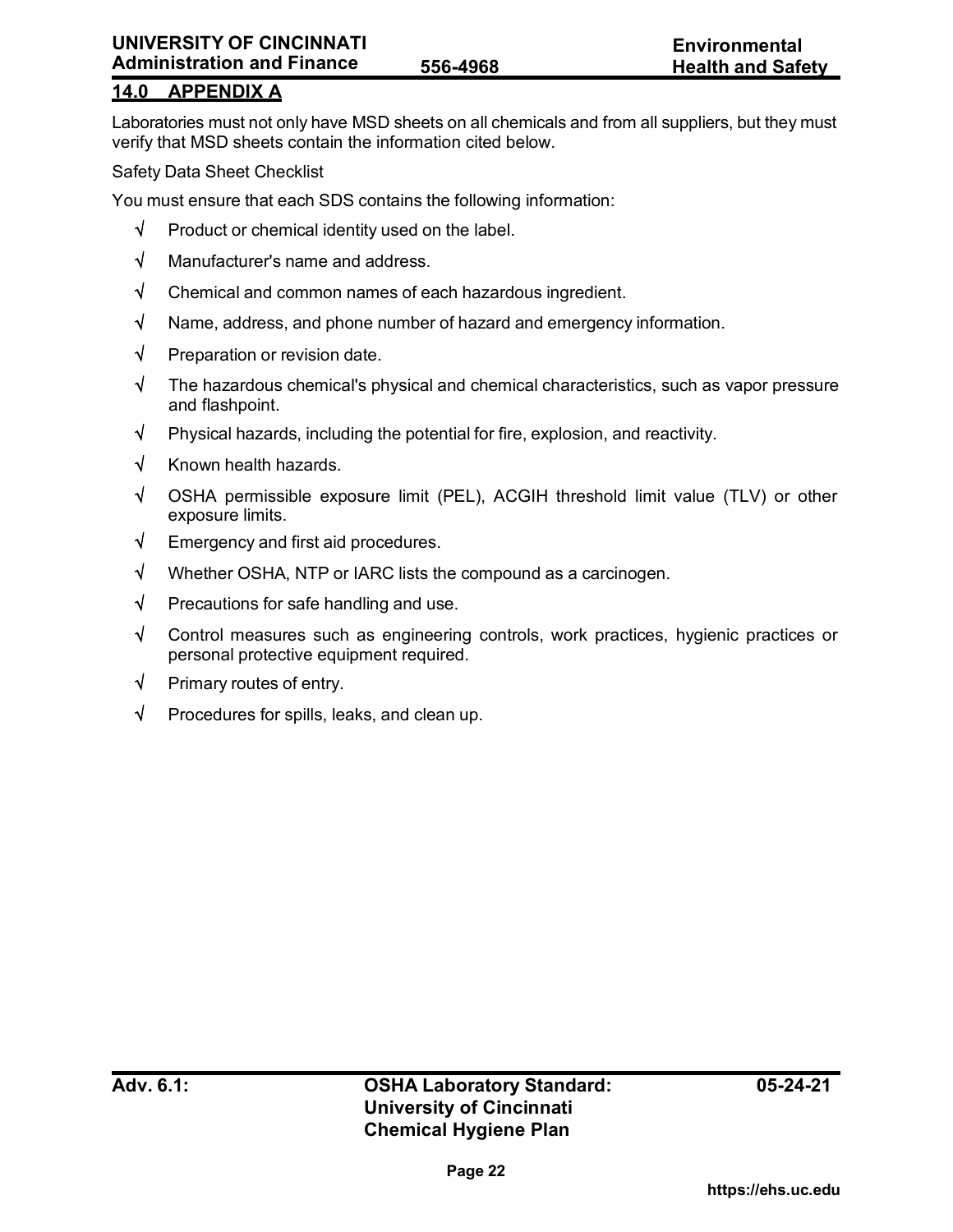## 14.0 APPENDIX A

Laboratories must not only have MSD sheets on all chemicals and from all suppliers, but they must verify that MSD sheets contain the information cited below.

Safety Data Sheet Checklist

You must ensure that each SDS contains the following information:

- √ Product or chemical identity used on the label.
- √ Manufacturer's name and address.
- √ Chemical and common names of each hazardous ingredient.
- √ Name, address, and phone number of hazard and emergency information.
- √ Preparation or revision date.
- √ The hazardous chemical's physical and chemical characteristics, such as vapor pressure and flashpoint.
- √ Physical hazards, including the potential for fire, explosion, and reactivity.
- √ Known health hazards.
- √ OSHA permissible exposure limit (PEL), ACGIH threshold limit value (TLV) or other exposure limits.
- √ Emergency and first aid procedures.
- √ Whether OSHA, NTP or IARC lists the compound as a carcinogen.
- √ Precautions for safe handling and use.
- √ Control measures such as engineering controls, work practices, hygienic practices or personal protective equipment required.
- √ Primary routes of entry.
- √ Procedures for spills, leaks, and clean up.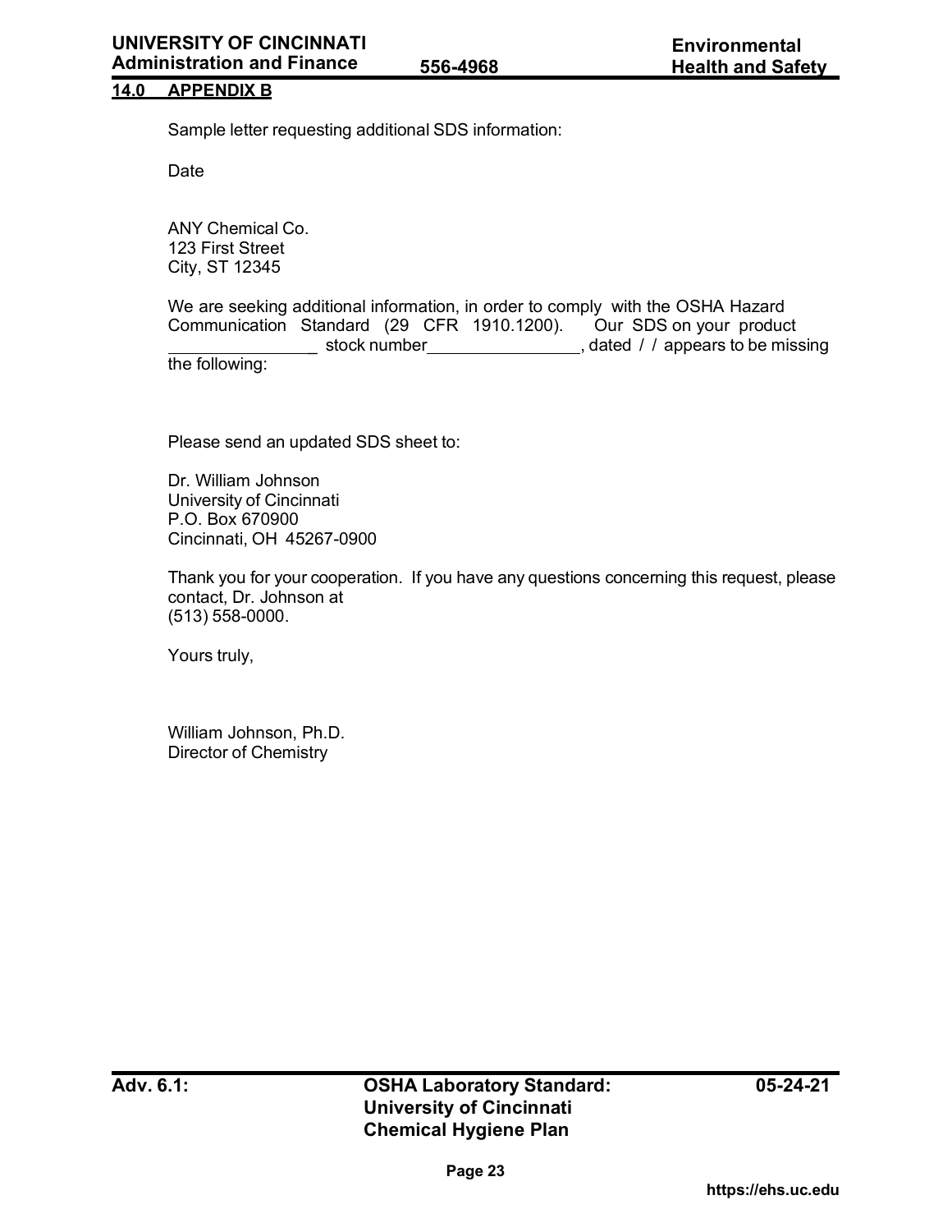## 14.0 APPENDIX B

Sample letter requesting additional SDS information:

Date

ANY Chemical Co.
123 First Street
City, ST 12345

We are seeking additional information, in order to comply with the OSHA Hazard Communication Standard (29 CFR 1910.1200). Our SDS on your product ________________ stock number________________, dated / / appears to be missing the following:

Please send an updated SDS sheet to:

Dr. William Johnson
University of Cincinnati
P.O. Box 670900
Cincinnati, OH 45267-0900

Thank you for your cooperation. If you have any questions concerning this request, please contact, Dr. Johnson at
(513) 558-0000.

Yours truly,

William Johnson, Ph.D.
Director of Chemistry